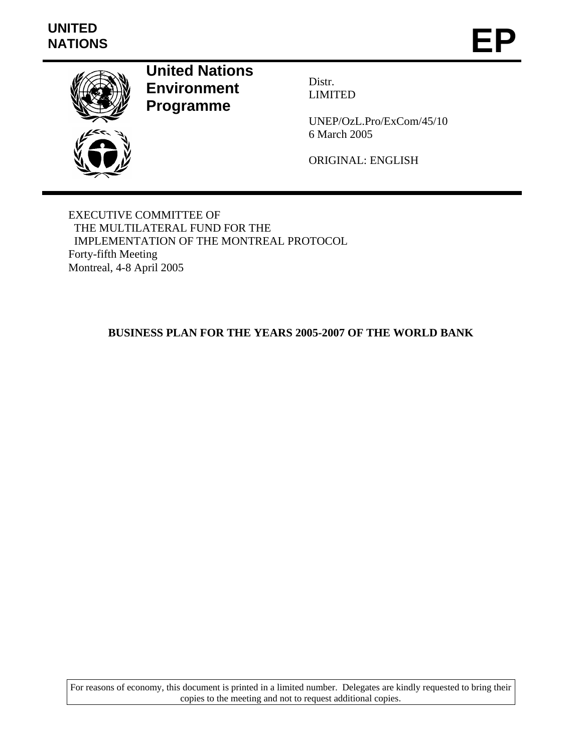UNITED NATIONS

# EP

**United Nations Environment Programme**

Distr.
LIMITED

UNEP/OzL.Pro/ExCom/45/10
6 March 2005

ORIGINAL: ENGLISH

EXECUTIVE COMMITTEE OF
THE MULTILATERAL FUND FOR THE
IMPLEMENTATION OF THE MONTREAL PROTOCOL
Forty-fifth Meeting
Montreal, 4-8 April 2005

## BUSINESS PLAN FOR THE YEARS 2005-2007 OF THE WORLD BANK

For reasons of economy, this document is printed in a limited number. Delegates are kindly requested to bring their copies to the meeting and not to request additional copies.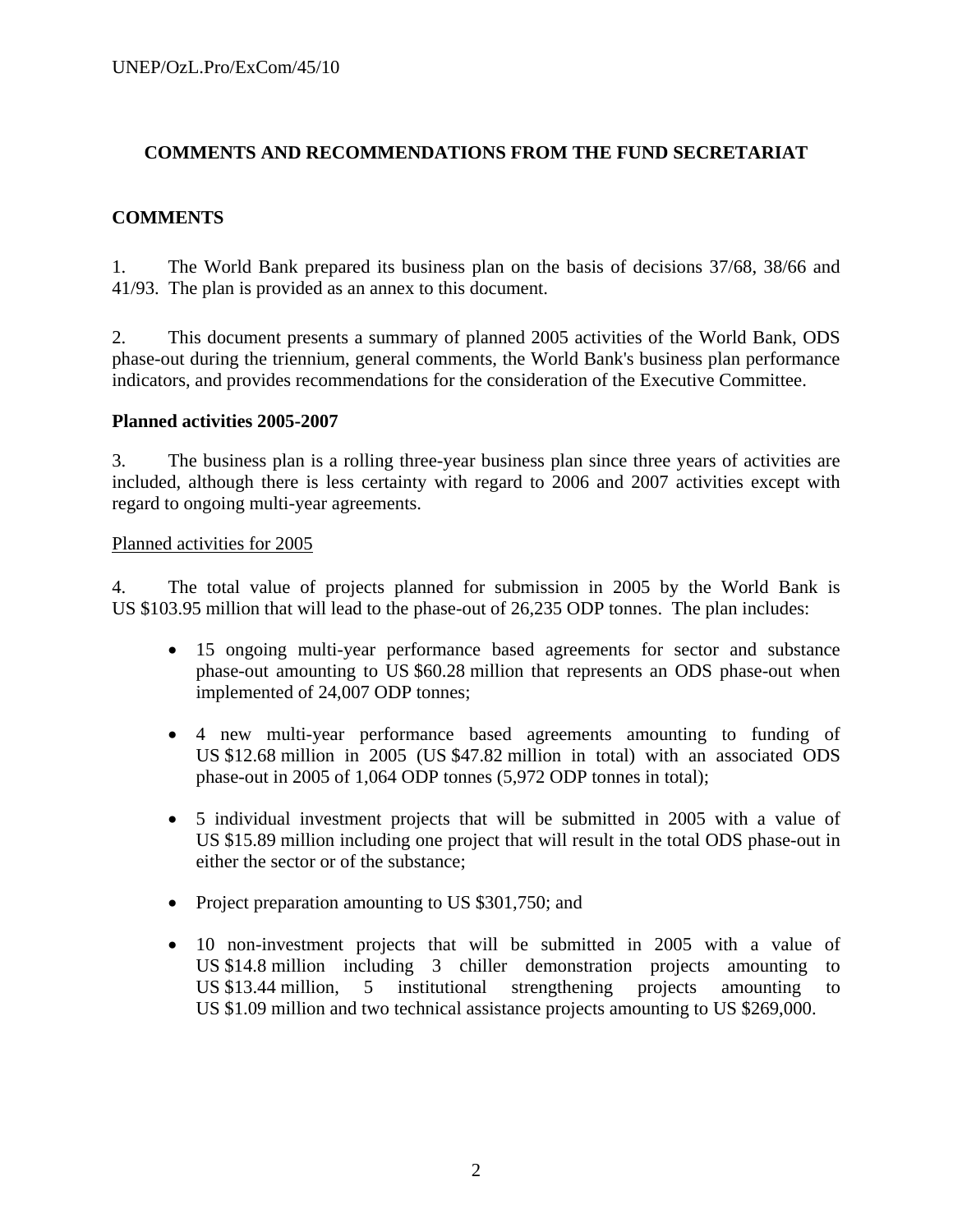## COMMENTS AND RECOMMENDATIONS FROM THE FUND SECRETARIAT

### COMMENTS

1. The World Bank prepared its business plan on the basis of decisions 37/68, 38/66 and 41/93. The plan is provided as an annex to this document.

2. This document presents a summary of planned 2005 activities of the World Bank, ODS phase-out during the triennium, general comments, the World Bank's business plan performance indicators, and provides recommendations for the consideration of the Executive Committee.

**Planned activities 2005-2007**

3. The business plan is a rolling three-year business plan since three years of activities are included, although there is less certainty with regard to 2006 and 2007 activities except with regard to ongoing multi-year agreements.

Planned activities for 2005

4. The total value of projects planned for submission in 2005 by the World Bank is US $103.95 million that will lead to the phase-out of 26,235 ODP tonnes. The plan includes:

- 15 ongoing multi-year performance based agreements for sector and substance phase-out amounting to US $60.28 million that represents an ODS phase-out when implemented of 24,007 ODP tonnes;

- 4 new multi-year performance based agreements amounting to funding of US $12.68 million in 2005 (US $47.82 million in total) with an associated ODS phase-out in 2005 of 1,064 ODP tonnes (5,972 ODP tonnes in total);

- 5 individual investment projects that will be submitted in 2005 with a value of US $15.89 million including one project that will result in the total ODS phase-out in either the sector or of the substance;

- Project preparation amounting to US $301,750; and

- 10 non-investment projects that will be submitted in 2005 with a value of US $14.8 million including 3 chiller demonstration projects amounting to US $13.44 million, 5 institutional strengthening projects amounting to US $1.09 million and two technical assistance projects amounting to US $269,000.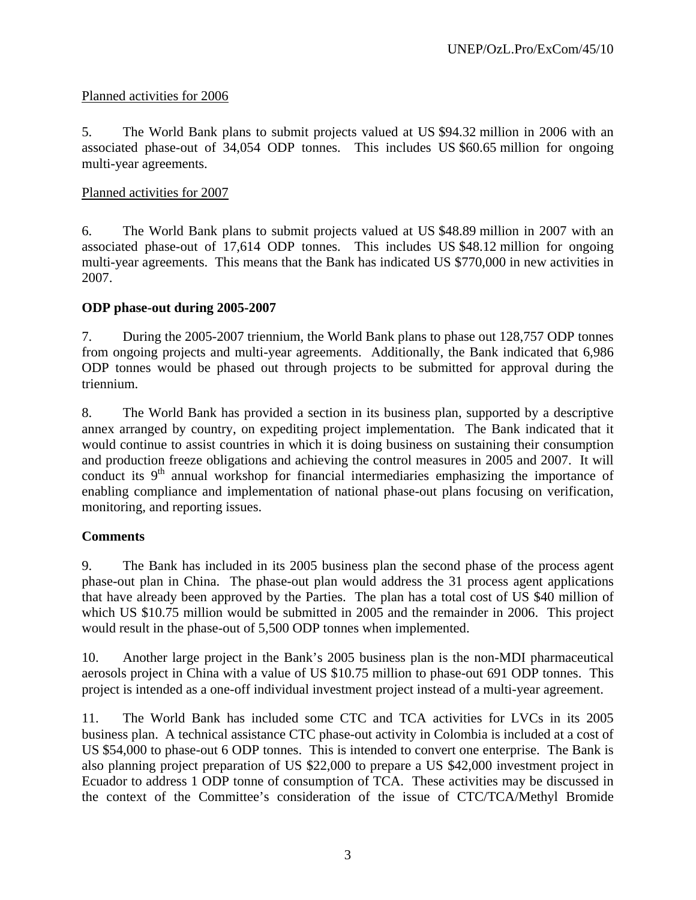Planned activities for 2006

5. The World Bank plans to submit projects valued at US $94.32 million in 2006 with an associated phase-out of 34,054 ODP tonnes. This includes US $60.65 million for ongoing multi-year agreements.

Planned activities for 2007

6. The World Bank plans to submit projects valued at US $48.89 million in 2007 with an associated phase-out of 17,614 ODP tonnes. This includes US $48.12 million for ongoing multi-year agreements. This means that the Bank has indicated US $770,000 in new activities in 2007.

**ODP phase-out during 2005-2007**

7. During the 2005-2007 triennium, the World Bank plans to phase out 128,757 ODP tonnes from ongoing projects and multi-year agreements. Additionally, the Bank indicated that 6,986 ODP tonnes would be phased out through projects to be submitted for approval during the triennium.

8. The World Bank has provided a section in its business plan, supported by a descriptive annex arranged by country, on expediting project implementation. The Bank indicated that it would continue to assist countries in which it is doing business on sustaining their consumption and production freeze obligations and achieving the control measures in 2005 and 2007. It will conduct its 9th annual workshop for financial intermediaries emphasizing the importance of enabling compliance and implementation of national phase-out plans focusing on verification, monitoring, and reporting issues.

**Comments**

9. The Bank has included in its 2005 business plan the second phase of the process agent phase-out plan in China. The phase-out plan would address the 31 process agent applications that have already been approved by the Parties. The plan has a total cost of US $40 million of which US $10.75 million would be submitted in 2005 and the remainder in 2006. This project would result in the phase-out of 5,500 ODP tonnes when implemented.

10. Another large project in the Bank's 2005 business plan is the non-MDI pharmaceutical aerosols project in China with a value of US $10.75 million to phase-out 691 ODP tonnes. This project is intended as a one-off individual investment project instead of a multi-year agreement.

11. The World Bank has included some CTC and TCA activities for LVCs in its 2005 business plan. A technical assistance CTC phase-out activity in Colombia is included at a cost of US $54,000 to phase-out 6 ODP tonnes. This is intended to convert one enterprise. The Bank is also planning project preparation of US $22,000 to prepare a US $42,000 investment project in Ecuador to address 1 ODP tonne of consumption of TCA. These activities may be discussed in the context of the Committee's consideration of the issue of CTC/TCA/Methyl Bromide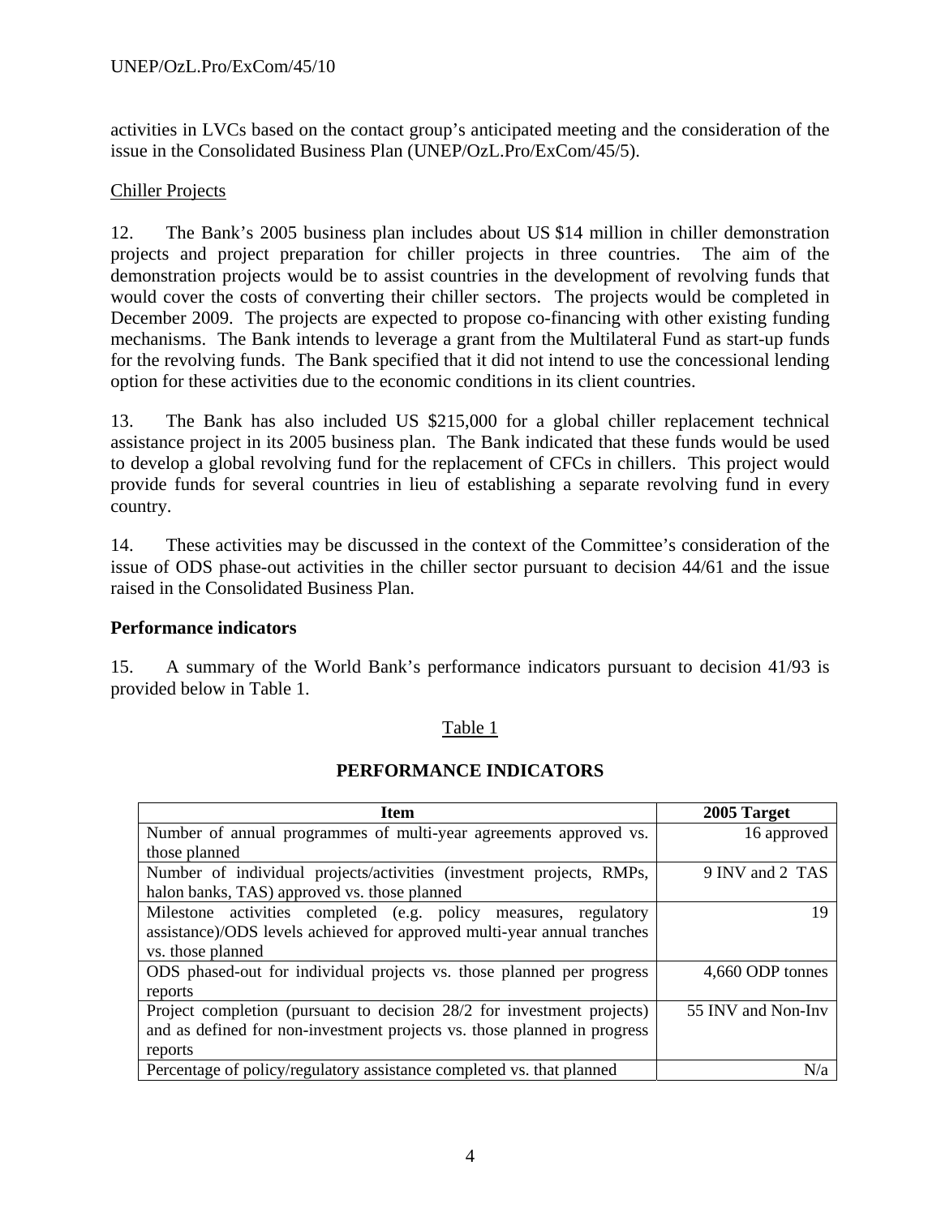activities in LVCs based on the contact group's anticipated meeting and the consideration of the issue in the Consolidated Business Plan (UNEP/OzL.Pro/ExCom/45/5).

Chiller Projects

12. The Bank's 2005 business plan includes about US $14 million in chiller demonstration projects and project preparation for chiller projects in three countries. The aim of the demonstration projects would be to assist countries in the development of revolving funds that would cover the costs of converting their chiller sectors. The projects would be completed in December 2009. The projects are expected to propose co-financing with other existing funding mechanisms. The Bank intends to leverage a grant from the Multilateral Fund as start-up funds for the revolving funds. The Bank specified that it did not intend to use the concessional lending option for these activities due to the economic conditions in its client countries.

13. The Bank has also included US $215,000 for a global chiller replacement technical assistance project in its 2005 business plan. The Bank indicated that these funds would be used to develop a global revolving fund for the replacement of CFCs in chillers. This project would provide funds for several countries in lieu of establishing a separate revolving fund in every country.

14. These activities may be discussed in the context of the Committee's consideration of the issue of ODS phase-out activities in the chiller sector pursuant to decision 44/61 and the issue raised in the Consolidated Business Plan.

**Performance indicators**

15. A summary of the World Bank's performance indicators pursuant to decision 41/93 is provided below in Table 1.

Table 1

**PERFORMANCE INDICATORS**

| Item | 2005 Target |
|---|---|
| Number of annual programmes of multi-year agreements approved vs. those planned | 16 approved |
| Number of individual projects/activities (investment projects, RMPs, halon banks, TAS) approved vs. those planned | 9 INV and 2 TAS |
| Milestone activities completed (e.g. policy measures, regulatory assistance)/ODS levels achieved for approved multi-year annual tranches vs. those planned | 19 |
| ODS phased-out for individual projects vs. those planned per progress reports | 4,660 ODP tonnes |
| Project completion (pursuant to decision 28/2 for investment projects) and as defined for non-investment projects vs. those planned in progress reports | 55 INV and Non-Inv |
| Percentage of policy/regulatory assistance completed vs. that planned | N/a |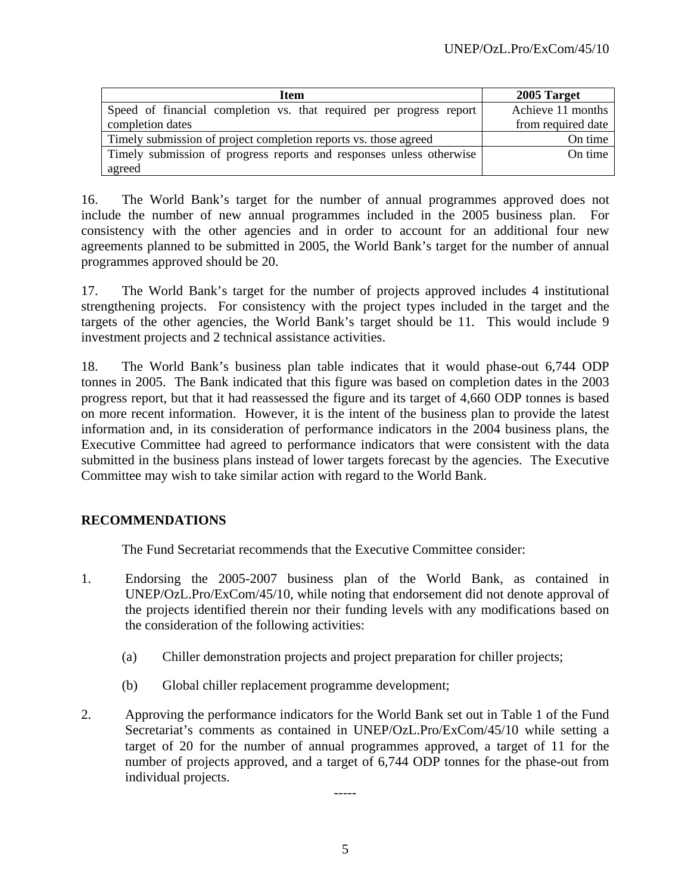| Item | 2005 Target |
|---|---|
| Speed of financial completion vs. that required per progress report completion dates | Achieve 11 months from required date |
| Timely submission of project completion reports vs. those agreed | On time |
| Timely submission of progress reports and responses unless otherwise agreed | On time |

16. The World Bank's target for the number of annual programmes approved does not include the number of new annual programmes included in the 2005 business plan. For consistency with the other agencies and in order to account for an additional four new agreements planned to be submitted in 2005, the World Bank's target for the number of annual programmes approved should be 20.

17. The World Bank's target for the number of projects approved includes 4 institutional strengthening projects. For consistency with the project types included in the target and the targets of the other agencies, the World Bank's target should be 11. This would include 9 investment projects and 2 technical assistance activities.

18. The World Bank's business plan table indicates that it would phase-out 6,744 ODP tonnes in 2005. The Bank indicated that this figure was based on completion dates in the 2003 progress report, but that it had reassessed the figure and its target of 4,660 ODP tonnes is based on more recent information. However, it is the intent of the business plan to provide the latest information and, in its consideration of performance indicators in the 2004 business plans, the Executive Committee had agreed to performance indicators that were consistent with the data submitted in the business plans instead of lower targets forecast by the agencies. The Executive Committee may wish to take similar action with regard to the World Bank.

## RECOMMENDATIONS

The Fund Secretariat recommends that the Executive Committee consider:

1. Endorsing the 2005-2007 business plan of the World Bank, as contained in UNEP/OzL.Pro/ExCom/45/10, while noting that endorsement did not denote approval of the projects identified therein nor their funding levels with any modifications based on the consideration of the following activities:

   (a) Chiller demonstration projects and project preparation for chiller projects;

   (b) Global chiller replacement programme development;

2. Approving the performance indicators for the World Bank set out in Table 1 of the Fund Secretariat's comments as contained in UNEP/OzL.Pro/ExCom/45/10 while setting a target of 20 for the number of annual programmes approved, a target of 11 for the number of projects approved, and a target of 6,744 ODP tonnes for the phase-out from individual projects.

-----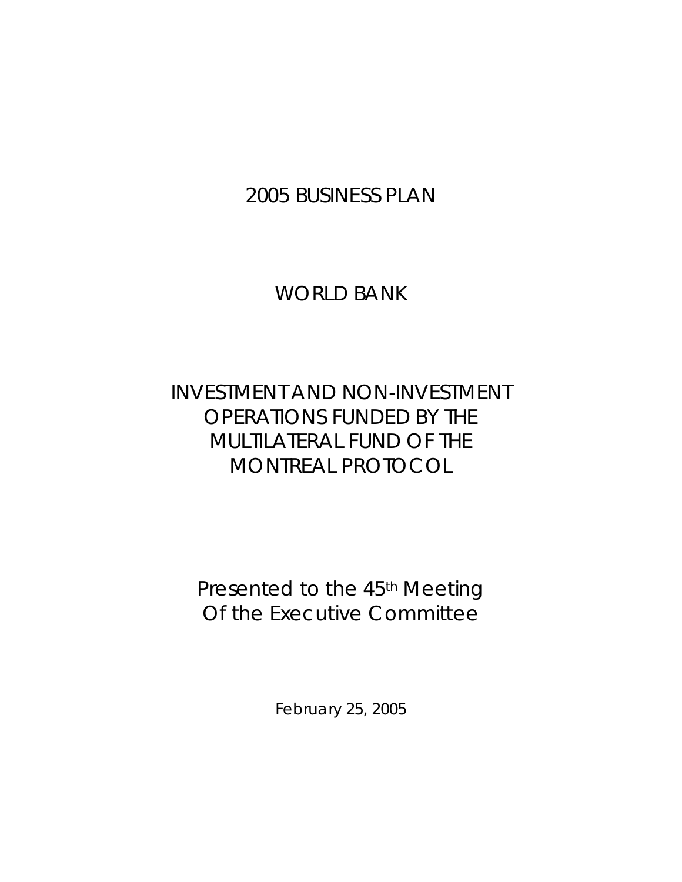# 2005 BUSINESS PLAN

# WORLD BANK

## INVESTMENT AND NON-INVESTMENT OPERATIONS FUNDED BY THE MULTILATERAL FUND OF THE MONTREAL PROTOCOL

Presented to the 45th Meeting
Of the Executive Committee

February 25, 2005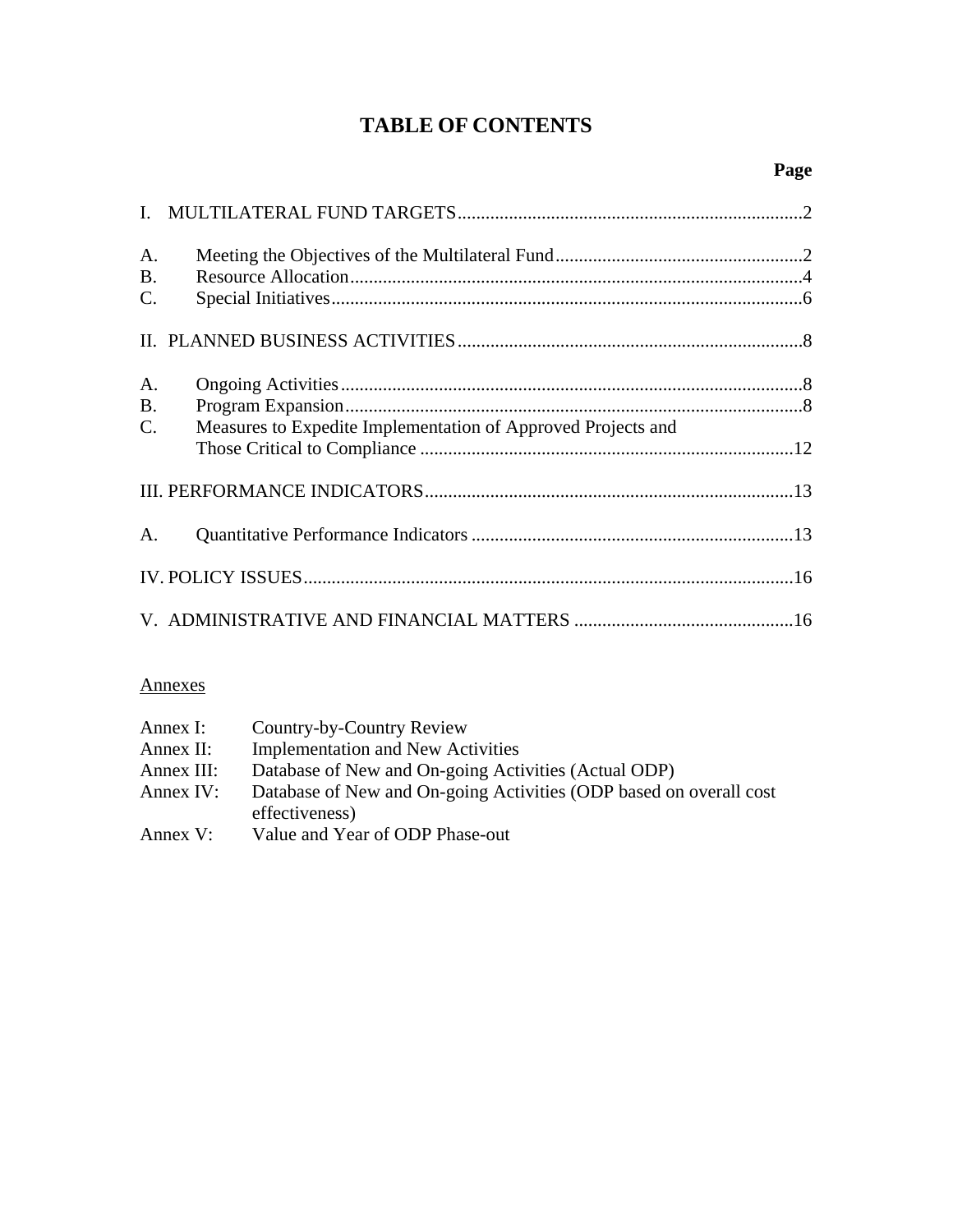# TABLE OF CONTENTS

| | | Page |
|---|---|---|
| I. | MULTILATERAL FUND TARGETS | 2 |
| A. | Meeting the Objectives of the Multilateral Fund | 2 |
| B. | Resource Allocation | 4 |
| C. | Special Initiatives | 6 |
| II. | PLANNED BUSINESS ACTIVITIES | 8 |
| A. | Ongoing Activities | 8 |
| B. | Program Expansion | 8 |
| C. | Measures to Expedite Implementation of Approved Projects and Those Critical to Compliance | 12 |
| III. | PERFORMANCE INDICATORS | 13 |
| A. | Quantitative Performance Indicators | 13 |
| IV. | POLICY ISSUES | 16 |
| V. | ADMINISTRATIVE AND FINANCIAL MATTERS | 16 |

Annexes

| | |
|---|---|
| Annex I: | Country-by-Country Review |
| Annex II: | Implementation and New Activities |
| Annex III: | Database of New and On-going Activities (Actual ODP) |
| Annex IV: | Database of New and On-going Activities (ODP based on overall cost effectiveness) |
| Annex V: | Value and Year of ODP Phase-out |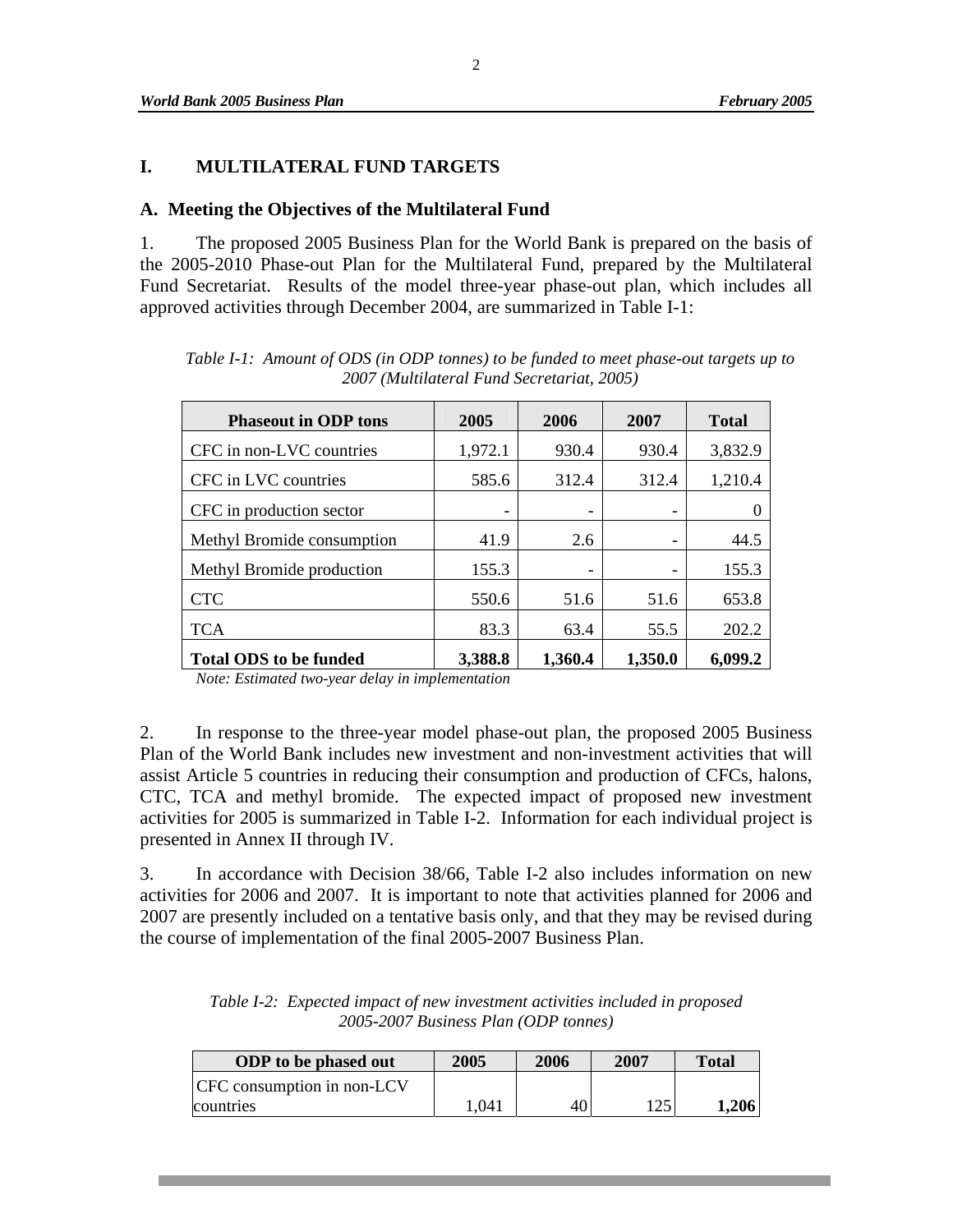# I. MULTILATERAL FUND TARGETS

## A. Meeting the Objectives of the Multilateral Fund

1. The proposed 2005 Business Plan for the World Bank is prepared on the basis of the 2005-2010 Phase-out Plan for the Multilateral Fund, prepared by the Multilateral Fund Secretariat. Results of the model three-year phase-out plan, which includes all approved activities through December 2004, are summarized in Table I-1:

*Table I-1: Amount of ODS (in ODP tonnes) to be funded to meet phase-out targets up to 2007 (Multilateral Fund Secretariat, 2005)*

| Phaseout in ODP tons | 2005 | 2006 | 2007 | Total |
|---|---|---|---|---|
| CFC in non-LVC countries | 1,972.1 | 930.4 | 930.4 | 3,832.9 |
| CFC in LVC countries | 585.6 | 312.4 | 312.4 | 1,210.4 |
| CFC in production sector | - | - | - | 0 |
| Methyl Bromide consumption | 41.9 | 2.6 | - | 44.5 |
| Methyl Bromide production | 155.3 | - | - | 155.3 |
| CTC | 550.6 | 51.6 | 51.6 | 653.8 |
| TCA | 83.3 | 63.4 | 55.5 | 202.2 |
| **Total ODS to be funded** | **3,388.8** | **1,360.4** | **1,350.0** | **6,099.2** |

*Note: Estimated two-year delay in implementation*

2. In response to the three-year model phase-out plan, the proposed 2005 Business Plan of the World Bank includes new investment and non-investment activities that will assist Article 5 countries in reducing their consumption and production of CFCs, halons, CTC, TCA and methyl bromide. The expected impact of proposed new investment activities for 2005 is summarized in Table I-2. Information for each individual project is presented in Annex II through IV.

3. In accordance with Decision 38/66, Table I-2 also includes information on new activities for 2006 and 2007. It is important to note that activities planned for 2006 and 2007 are presently included on a tentative basis only, and that they may be revised during the course of implementation of the final 2005-2007 Business Plan.

*Table I-2: Expected impact of new investment activities included in proposed 2005-2007 Business Plan (ODP tonnes)*

| ODP to be phased out | 2005 | 2006 | 2007 | Total |
|---|---|---|---|---|
| CFC consumption in non-LCV countries | 1,041 | 40 | 125 | **1,206** |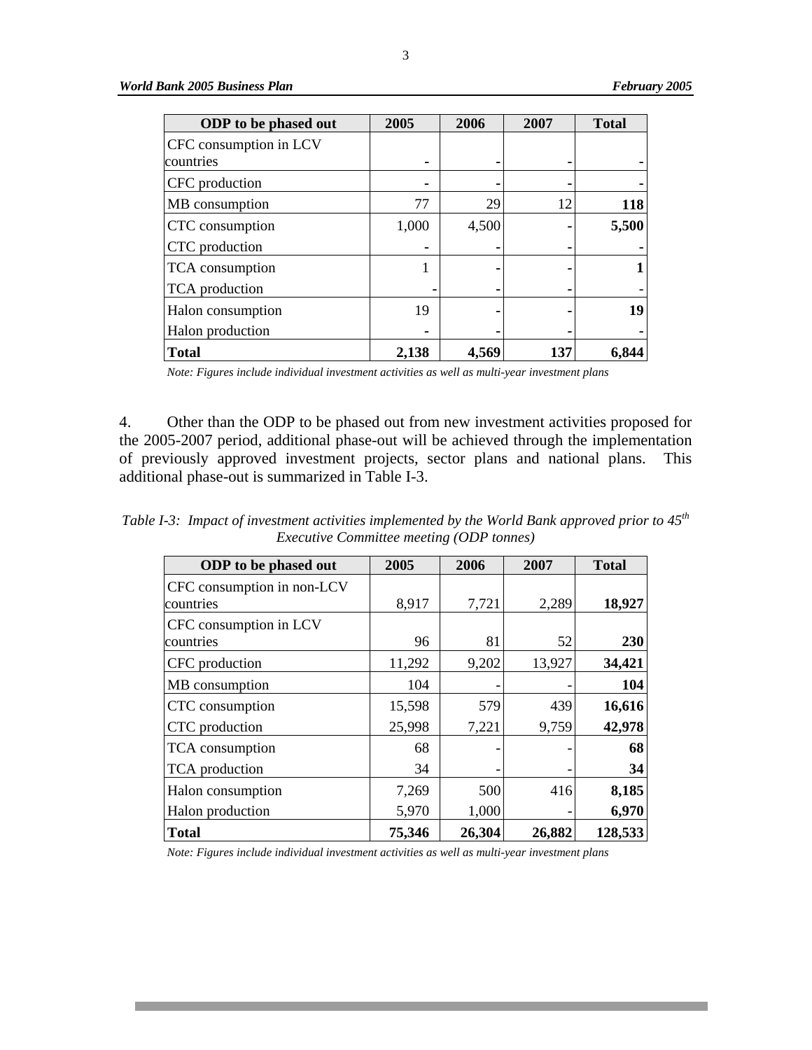| ODP to be phased out | 2005 | 2006 | 2007 | Total |
|---|---|---|---|---|
| CFC consumption in LCV countries | - | - | - | - |
| CFC production | - | - | - | - |
| MB consumption | 77 | 29 | 12 | **118** |
| CTC consumption | 1,000 | 4,500 | - | **5,500** |
| CTC production | - | - | - | - |
| TCA consumption | 1 | - | - | **1** |
| TCA production | - | - | - | - |
| Halon consumption | 19 | - | - | **19** |
| Halon production | - | - | - | - |
| **Total** | **2,138** | **4,569** | **137** | **6,844** |

*Note: Figures include individual investment activities as well as multi-year investment plans*

4. Other than the ODP to be phased out from new investment activities proposed for the 2005-2007 period, additional phase-out will be achieved through the implementation of previously approved investment projects, sector plans and national plans. This additional phase-out is summarized in Table I-3.

*Table I-3: Impact of investment activities implemented by the World Bank approved prior to 45th Executive Committee meeting (ODP tonnes)*

| ODP to be phased out | 2005 | 2006 | 2007 | Total |
|---|---|---|---|---|
| CFC consumption in non-LCV countries | 8,917 | 7,721 | 2,289 | **18,927** |
| CFC consumption in LCV countries | 96 | 81 | 52 | **230** |
| CFC production | 11,292 | 9,202 | 13,927 | **34,421** |
| MB consumption | 104 | - | - | **104** |
| CTC consumption | 15,598 | 579 | 439 | **16,616** |
| CTC production | 25,998 | 7,221 | 9,759 | **42,978** |
| TCA consumption | 68 | - | - | **68** |
| TCA production | 34 | - | - | **34** |
| Halon consumption | 7,269 | 500 | 416 | **8,185** |
| Halon production | 5,970 | 1,000 | - | **6,970** |
| **Total** | **75,346** | **26,304** | **26,882** | **128,533** |

*Note: Figures include individual investment activities as well as multi-year investment plans*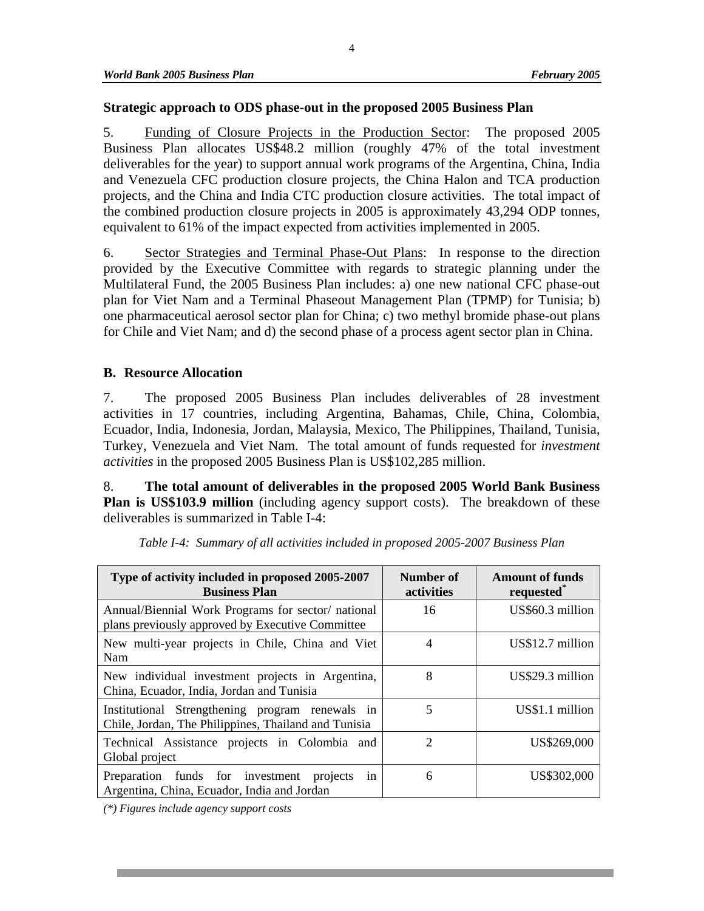**Strategic approach to ODS phase-out in the proposed 2005 Business Plan**

5. Funding of Closure Projects in the Production Sector: The proposed 2005 Business Plan allocates US$48.2 million (roughly 47% of the total investment deliverables for the year) to support annual work programs of the Argentina, China, India and Venezuela CFC production closure projects, the China Halon and TCA production projects, and the China and India CTC production closure activities. The total impact of the combined production closure projects in 2005 is approximately 43,294 ODP tonnes, equivalent to 61% of the impact expected from activities implemented in 2005.

6. Sector Strategies and Terminal Phase-Out Plans: In response to the direction provided by the Executive Committee with regards to strategic planning under the Multilateral Fund, the 2005 Business Plan includes: a) one new national CFC phase-out plan for Viet Nam and a Terminal Phaseout Management Plan (TPMP) for Tunisia; b) one pharmaceutical aerosol sector plan for China; c) two methyl bromide phase-out plans for Chile and Viet Nam; and d) the second phase of a process agent sector plan in China.

## B. Resource Allocation

7. The proposed 2005 Business Plan includes deliverables of 28 investment activities in 17 countries, including Argentina, Bahamas, Chile, China, Colombia, Ecuador, India, Indonesia, Jordan, Malaysia, Mexico, The Philippines, Thailand, Tunisia, Turkey, Venezuela and Viet Nam. The total amount of funds requested for *investment activities* in the proposed 2005 Business Plan is US$102,285 million.

8. **The total amount of deliverables in the proposed 2005 World Bank Business Plan is US$103.9 million** (including agency support costs). The breakdown of these deliverables is summarized in Table I-4:

*Table I-4: Summary of all activities included in proposed 2005-2007 Business Plan*

| Type of activity included in proposed 2005-2007 Business Plan | Number of activities | Amount of funds requested* |
|---|---|---|
| Annual/Biennial Work Programs for sector/ national plans previously approved by Executive Committee | 16 | US$60.3 million |
| New multi-year projects in Chile, China and Viet Nam | 4 | US$12.7 million |
| New individual investment projects in Argentina, China, Ecuador, India, Jordan and Tunisia | 8 | US$29.3 million |
| Institutional Strengthening program renewals in Chile, Jordan, The Philippines, Thailand and Tunisia | 5 | US$1.1 million |
| Technical Assistance projects in Colombia and Global project | 2 | US$269,000 |
| Preparation funds for investment projects in Argentina, China, Ecuador, India and Jordan | 6 | US$302,000 |

*(\*) Figures include agency support costs*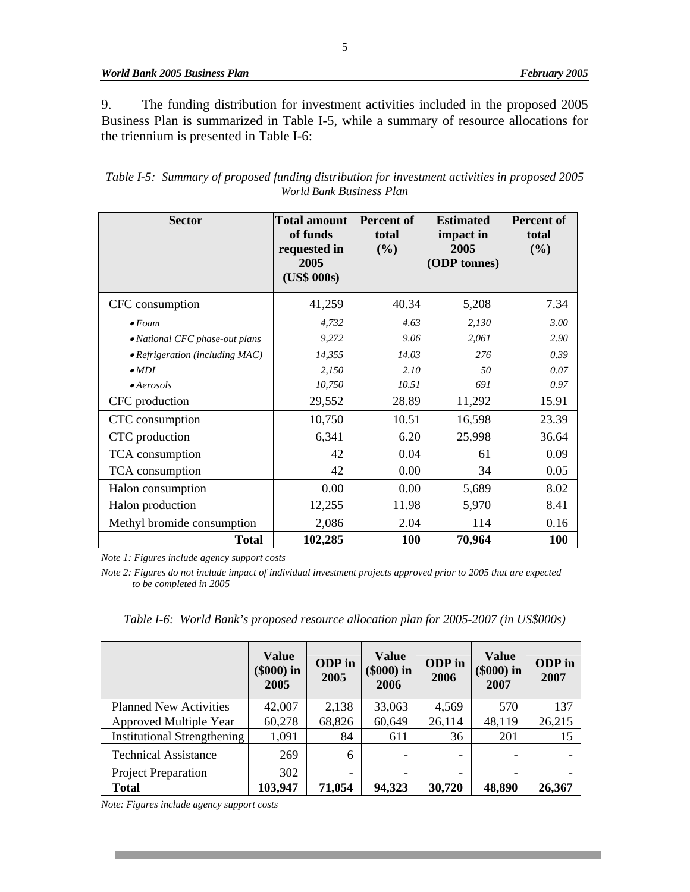9. The funding distribution for investment activities included in the proposed 2005 Business Plan is summarized in Table I-5, while a summary of resource allocations for the triennium is presented in Table I-6:

*Table I-5: Summary of proposed funding distribution for investment activities in proposed 2005 World Bank Business Plan*

| Sector | Total amount of funds requested in 2005 (US$ 000s) | Percent of total (%) | Estimated impact in 2005 (ODP tonnes) | Percent of total (%) |
|---|---|---|---|---|
| CFC consumption | 41,259 | 40.34 | 5,208 | 7.34 |
| • *Foam* | *4,732* | *4.63* | *2,130* | *3.00* |
| • *National CFC phase-out plans* | *9,272* | *9.06* | *2,061* | *2.90* |
| • *Refrigeration (including MAC)* | *14,355* | *14.03* | *276* | *0.39* |
| • *MDI* | *2,150* | *2.10* | *50* | *0.07* |
| • *Aerosols* | *10,750* | *10.51* | *691* | *0.97* |
| CFC production | 29,552 | 28.89 | 11,292 | 15.91 |
| CTC consumption | 10,750 | 10.51 | 16,598 | 23.39 |
| CTC production | 6,341 | 6.20 | 25,998 | 36.64 |
| TCA consumption | 42 | 0.04 | 61 | 0.09 |
| TCA consumption | 42 | 0.00 | 34 | 0.05 |
| Halon consumption | 0.00 | 0.00 | 5,689 | 8.02 |
| Halon production | 12,255 | 11.98 | 5,970 | 8.41 |
| Methyl bromide consumption | 2,086 | 2.04 | 114 | 0.16 |
| **Total** | **102,285** | **100** | **70,964** | **100** |

*Note 1: Figures include agency support costs*

*Note 2: Figures do not include impact of individual investment projects approved prior to 2005 that are expected to be completed in 2005*

*Table I-6: World Bank's proposed resource allocation plan for 2005-2007 (in US$000s)*

| | Value ($000) in 2005 | ODP in 2005 | Value ($000) in 2006 | ODP in 2006 | Value ($000) in 2007 | ODP in 2007 |
|---|---|---|---|---|---|---|
| Planned New Activities | 42,007 | 2,138 | 33,063 | 4,569 | 570 | 137 |
| Approved Multiple Year | 60,278 | 68,826 | 60,649 | 26,114 | 48,119 | 26,215 |
| Institutional Strengthening | 1,091 | 84 | 611 | 36 | 201 | 15 |
| Technical Assistance | 269 | 6 | - | - | - | - |
| Project Preparation | 302 | - | - | - | - | - |
| **Total** | **103,947** | **71,054** | **94,323** | **30,720** | **48,890** | **26,367** |

*Note: Figures include agency support costs*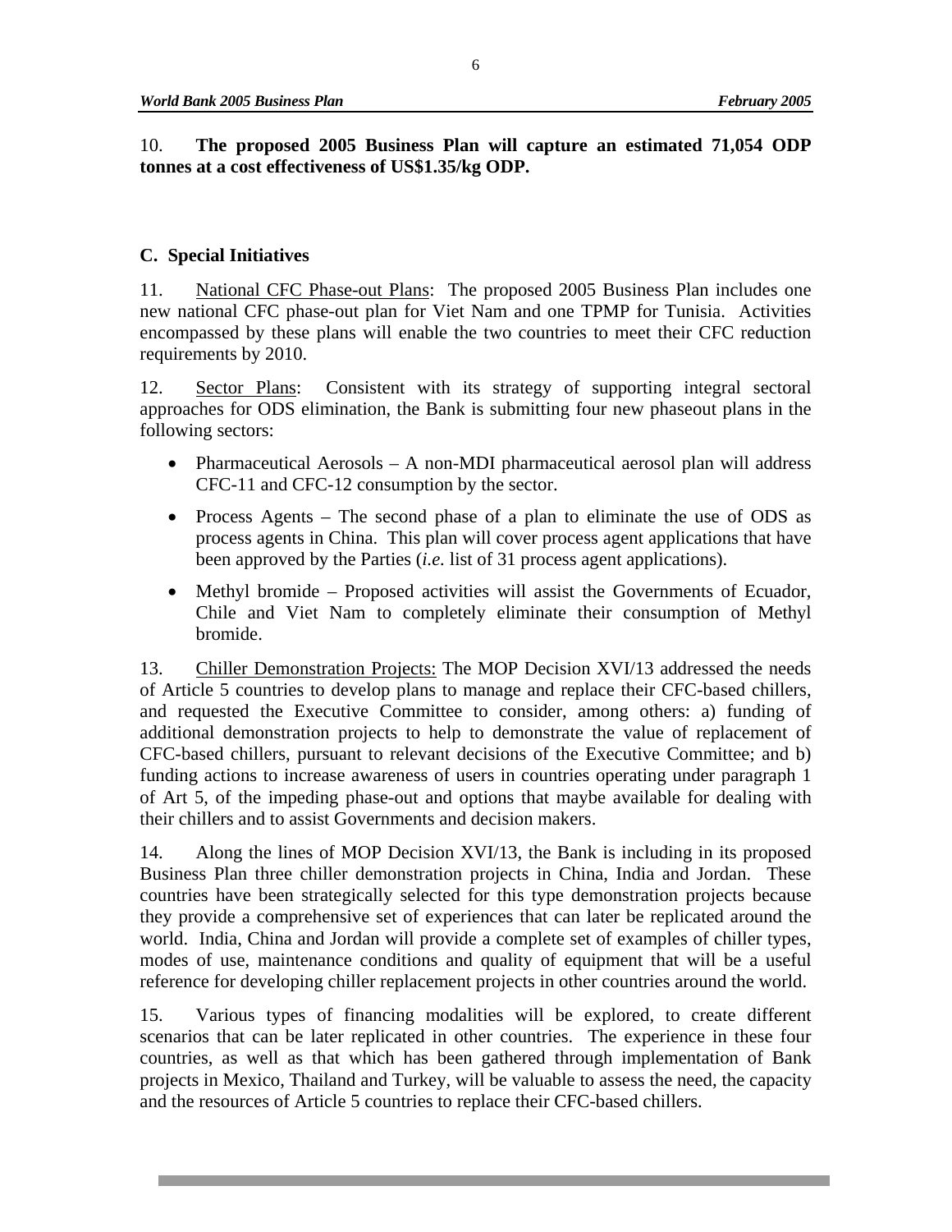10. **The proposed 2005 Business Plan will capture an estimated 71,054 ODP tonnes at a cost effectiveness of US$1.35/kg ODP.**

### C. Special Initiatives

11. National CFC Phase-out Plans: The proposed 2005 Business Plan includes one new national CFC phase-out plan for Viet Nam and one TPMP for Tunisia. Activities encompassed by these plans will enable the two countries to meet their CFC reduction requirements by 2010.

12. Sector Plans: Consistent with its strategy of supporting integral sectoral approaches for ODS elimination, the Bank is submitting four new phaseout plans in the following sectors:

- Pharmaceutical Aerosols – A non-MDI pharmaceutical aerosol plan will address CFC-11 and CFC-12 consumption by the sector.
- Process Agents – The second phase of a plan to eliminate the use of ODS as process agents in China. This plan will cover process agent applications that have been approved by the Parties (*i.e.* list of 31 process agent applications).
- Methyl bromide – Proposed activities will assist the Governments of Ecuador, Chile and Viet Nam to completely eliminate their consumption of Methyl bromide.

13. Chiller Demonstration Projects: The MOP Decision XVI/13 addressed the needs of Article 5 countries to develop plans to manage and replace their CFC-based chillers, and requested the Executive Committee to consider, among others: a) funding of additional demonstration projects to help to demonstrate the value of replacement of CFC-based chillers, pursuant to relevant decisions of the Executive Committee; and b) funding actions to increase awareness of users in countries operating under paragraph 1 of Art 5, of the impeding phase-out and options that maybe available for dealing with their chillers and to assist Governments and decision makers.

14. Along the lines of MOP Decision XVI/13, the Bank is including in its proposed Business Plan three chiller demonstration projects in China, India and Jordan. These countries have been strategically selected for this type demonstration projects because they provide a comprehensive set of experiences that can later be replicated around the world. India, China and Jordan will provide a complete set of examples of chiller types, modes of use, maintenance conditions and quality of equipment that will be a useful reference for developing chiller replacement projects in other countries around the world.

15. Various types of financing modalities will be explored, to create different scenarios that can be later replicated in other countries. The experience in these four countries, as well as that which has been gathered through implementation of Bank projects in Mexico, Thailand and Turkey, will be valuable to assess the need, the capacity and the resources of Article 5 countries to replace their CFC-based chillers.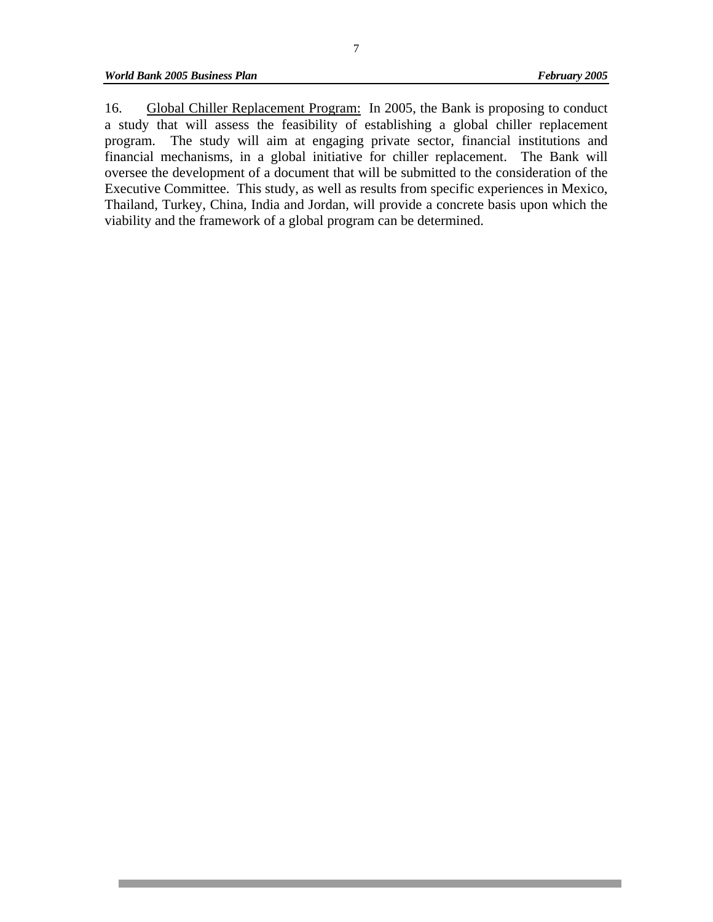16. Global Chiller Replacement Program: In 2005, the Bank is proposing to conduct a study that will assess the feasibility of establishing a global chiller replacement program. The study will aim at engaging private sector, financial institutions and financial mechanisms, in a global initiative for chiller replacement. The Bank will oversee the development of a document that will be submitted to the consideration of the Executive Committee. This study, as well as results from specific experiences in Mexico, Thailand, Turkey, China, India and Jordan, will provide a concrete basis upon which the viability and the framework of a global program can be determined.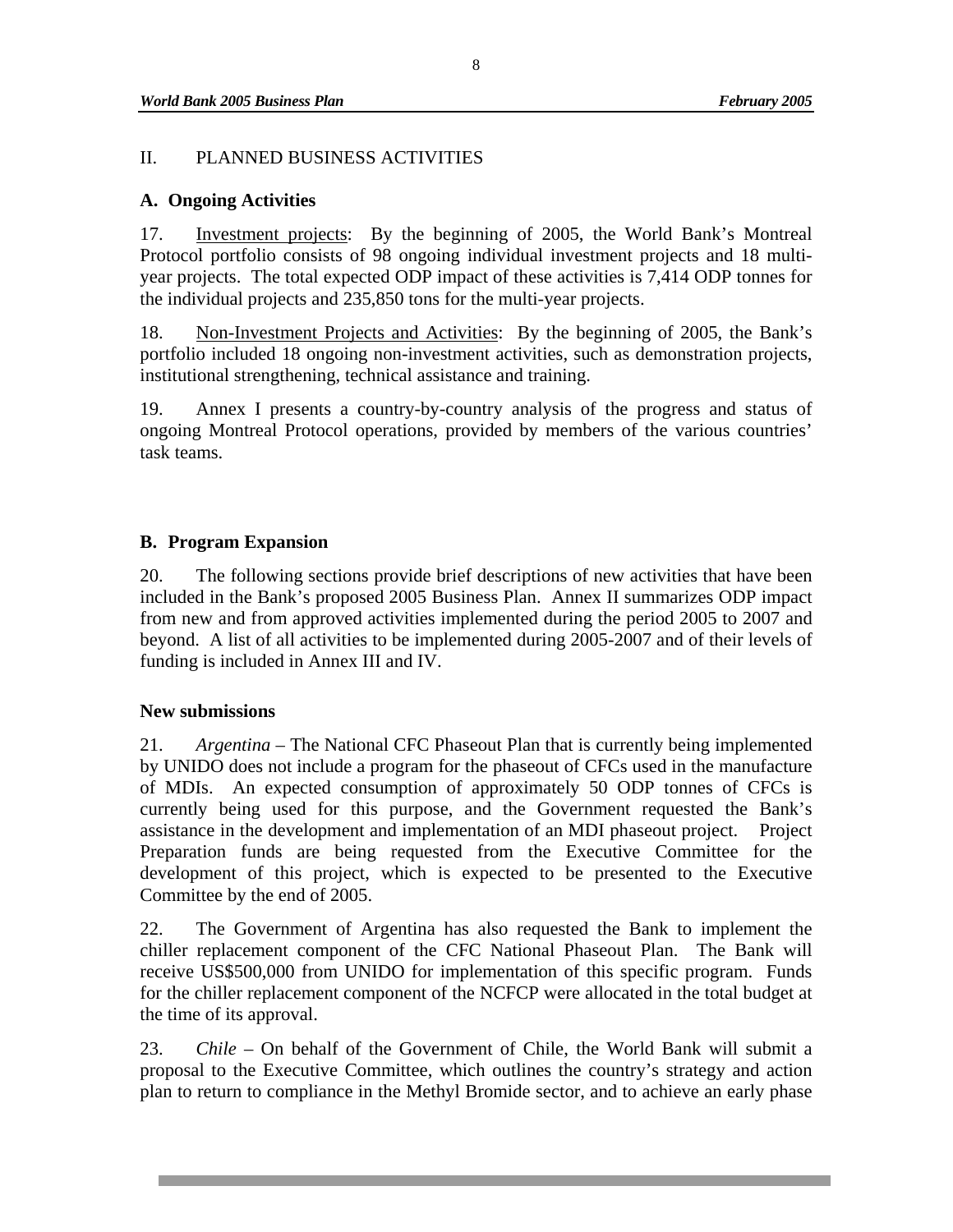## II. PLANNED BUSINESS ACTIVITIES

### A. Ongoing Activities

17. Investment projects: By the beginning of 2005, the World Bank's Montreal Protocol portfolio consists of 98 ongoing individual investment projects and 18 multi-year projects. The total expected ODP impact of these activities is 7,414 ODP tonnes for the individual projects and 235,850 tons for the multi-year projects.

18. Non-Investment Projects and Activities: By the beginning of 2005, the Bank's portfolio included 18 ongoing non-investment activities, such as demonstration projects, institutional strengthening, technical assistance and training.

19. Annex I presents a country-by-country analysis of the progress and status of ongoing Montreal Protocol operations, provided by members of the various countries' task teams.

### B. Program Expansion

20. The following sections provide brief descriptions of new activities that have been included in the Bank's proposed 2005 Business Plan. Annex II summarizes ODP impact from new and from approved activities implemented during the period 2005 to 2007 and beyond. A list of all activities to be implemented during 2005-2007 and of their levels of funding is included in Annex III and IV.

#### New submissions

21. *Argentina* – The National CFC Phaseout Plan that is currently being implemented by UNIDO does not include a program for the phaseout of CFCs used in the manufacture of MDIs. An expected consumption of approximately 50 ODP tonnes of CFCs is currently being used for this purpose, and the Government requested the Bank's assistance in the development and implementation of an MDI phaseout project. Project Preparation funds are being requested from the Executive Committee for the development of this project, which is expected to be presented to the Executive Committee by the end of 2005.

22. The Government of Argentina has also requested the Bank to implement the chiller replacement component of the CFC National Phaseout Plan. The Bank will receive US$500,000 from UNIDO for implementation of this specific program. Funds for the chiller replacement component of the NCFCP were allocated in the total budget at the time of its approval.

23. *Chile* – On behalf of the Government of Chile, the World Bank will submit a proposal to the Executive Committee, which outlines the country's strategy and action plan to return to compliance in the Methyl Bromide sector, and to achieve an early phase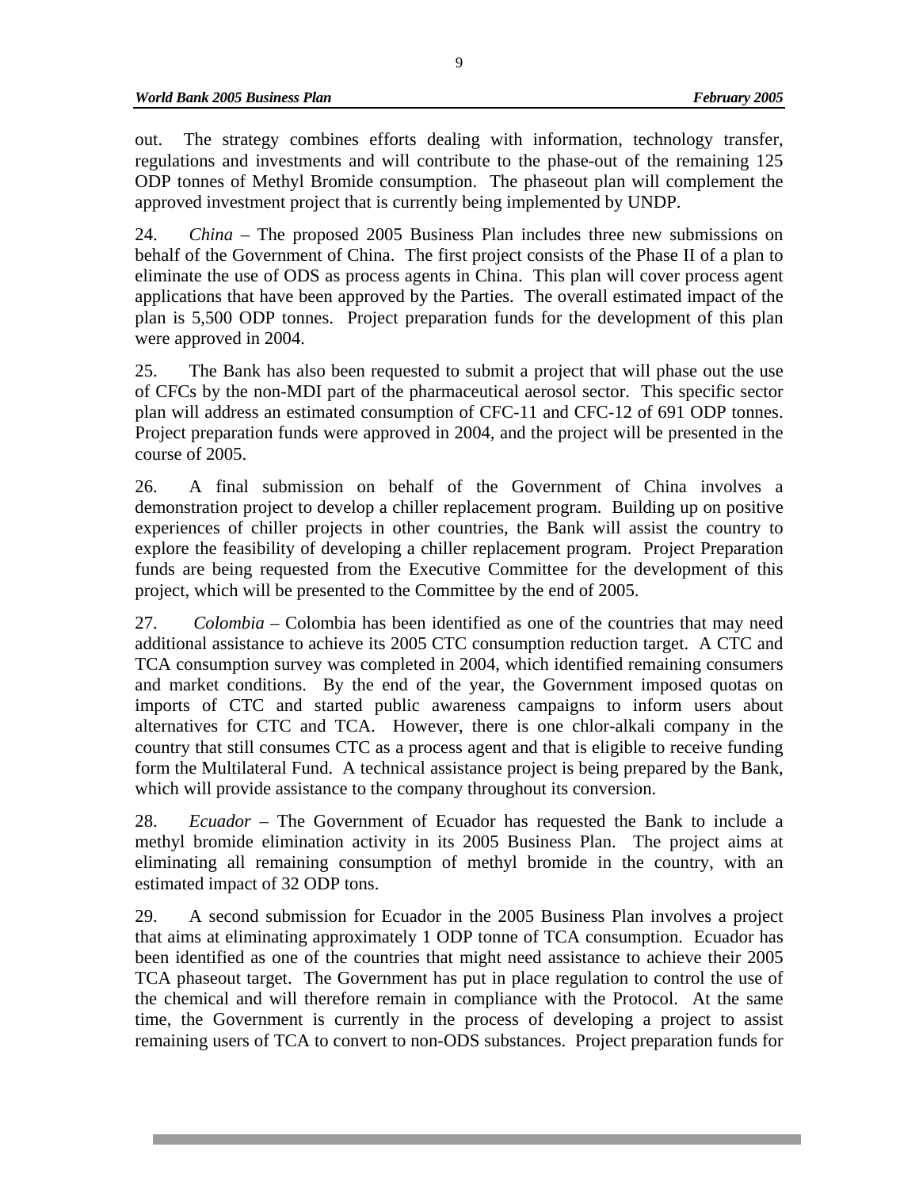out. The strategy combines efforts dealing with information, technology transfer, regulations and investments and will contribute to the phase-out of the remaining 125 ODP tonnes of Methyl Bromide consumption. The phaseout plan will complement the approved investment project that is currently being implemented by UNDP.

24. *China* – The proposed 2005 Business Plan includes three new submissions on behalf of the Government of China. The first project consists of the Phase II of a plan to eliminate the use of ODS as process agents in China. This plan will cover process agent applications that have been approved by the Parties. The overall estimated impact of the plan is 5,500 ODP tonnes. Project preparation funds for the development of this plan were approved in 2004.

25. The Bank has also been requested to submit a project that will phase out the use of CFCs by the non-MDI part of the pharmaceutical aerosol sector. This specific sector plan will address an estimated consumption of CFC-11 and CFC-12 of 691 ODP tonnes. Project preparation funds were approved in 2004, and the project will be presented in the course of 2005.

26. A final submission on behalf of the Government of China involves a demonstration project to develop a chiller replacement program. Building up on positive experiences of chiller projects in other countries, the Bank will assist the country to explore the feasibility of developing a chiller replacement program. Project Preparation funds are being requested from the Executive Committee for the development of this project, which will be presented to the Committee by the end of 2005.

27. *Colombia* – Colombia has been identified as one of the countries that may need additional assistance to achieve its 2005 CTC consumption reduction target. A CTC and TCA consumption survey was completed in 2004, which identified remaining consumers and market conditions. By the end of the year, the Government imposed quotas on imports of CTC and started public awareness campaigns to inform users about alternatives for CTC and TCA. However, there is one chlor-alkali company in the country that still consumes CTC as a process agent and that is eligible to receive funding form the Multilateral Fund. A technical assistance project is being prepared by the Bank, which will provide assistance to the company throughout its conversion.

28. *Ecuador* – The Government of Ecuador has requested the Bank to include a methyl bromide elimination activity in its 2005 Business Plan. The project aims at eliminating all remaining consumption of methyl bromide in the country, with an estimated impact of 32 ODP tons.

29. A second submission for Ecuador in the 2005 Business Plan involves a project that aims at eliminating approximately 1 ODP tonne of TCA consumption. Ecuador has been identified as one of the countries that might need assistance to achieve their 2005 TCA phaseout target. The Government has put in place regulation to control the use of the chemical and will therefore remain in compliance with the Protocol. At the same time, the Government is currently in the process of developing a project to assist remaining users of TCA to convert to non-ODS substances. Project preparation funds for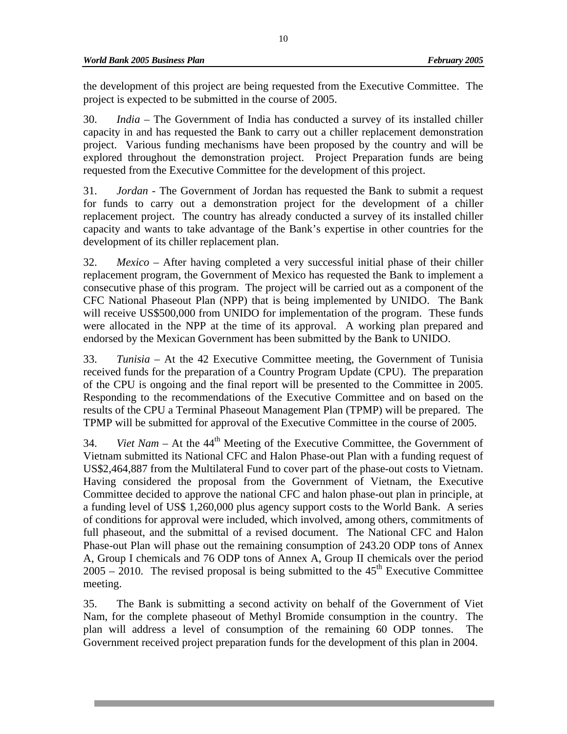the development of this project are being requested from the Executive Committee. The project is expected to be submitted in the course of 2005.

30. *India* – The Government of India has conducted a survey of its installed chiller capacity in and has requested the Bank to carry out a chiller replacement demonstration project. Various funding mechanisms have been proposed by the country and will be explored throughout the demonstration project. Project Preparation funds are being requested from the Executive Committee for the development of this project.

31. *Jordan* - The Government of Jordan has requested the Bank to submit a request for funds to carry out a demonstration project for the development of a chiller replacement project. The country has already conducted a survey of its installed chiller capacity and wants to take advantage of the Bank's expertise in other countries for the development of its chiller replacement plan.

32. *Mexico* – After having completed a very successful initial phase of their chiller replacement program, the Government of Mexico has requested the Bank to implement a consecutive phase of this program. The project will be carried out as a component of the CFC National Phaseout Plan (NPP) that is being implemented by UNIDO. The Bank will receive US$500,000 from UNIDO for implementation of the program. These funds were allocated in the NPP at the time of its approval. A working plan prepared and endorsed by the Mexican Government has been submitted by the Bank to UNIDO.

33. *Tunisia* – At the 42 Executive Committee meeting, the Government of Tunisia received funds for the preparation of a Country Program Update (CPU). The preparation of the CPU is ongoing and the final report will be presented to the Committee in 2005. Responding to the recommendations of the Executive Committee and on based on the results of the CPU a Terminal Phaseout Management Plan (TPMP) will be prepared. The TPMP will be submitted for approval of the Executive Committee in the course of 2005.

34. *Viet Nam* – At the 44th Meeting of the Executive Committee, the Government of Vietnam submitted its National CFC and Halon Phase-out Plan with a funding request of US$2,464,887 from the Multilateral Fund to cover part of the phase-out costs to Vietnam. Having considered the proposal from the Government of Vietnam, the Executive Committee decided to approve the national CFC and halon phase-out plan in principle, at a funding level of US$ 1,260,000 plus agency support costs to the World Bank. A series of conditions for approval were included, which involved, among others, commitments of full phaseout, and the submittal of a revised document. The National CFC and Halon Phase-out Plan will phase out the remaining consumption of 243.20 ODP tons of Annex A, Group I chemicals and 76 ODP tons of Annex A, Group II chemicals over the period 2005 – 2010. The revised proposal is being submitted to the 45th Executive Committee meeting.

35. The Bank is submitting a second activity on behalf of the Government of Viet Nam, for the complete phaseout of Methyl Bromide consumption in the country. The plan will address a level of consumption of the remaining 60 ODP tonnes. The Government received project preparation funds for the development of this plan in 2004.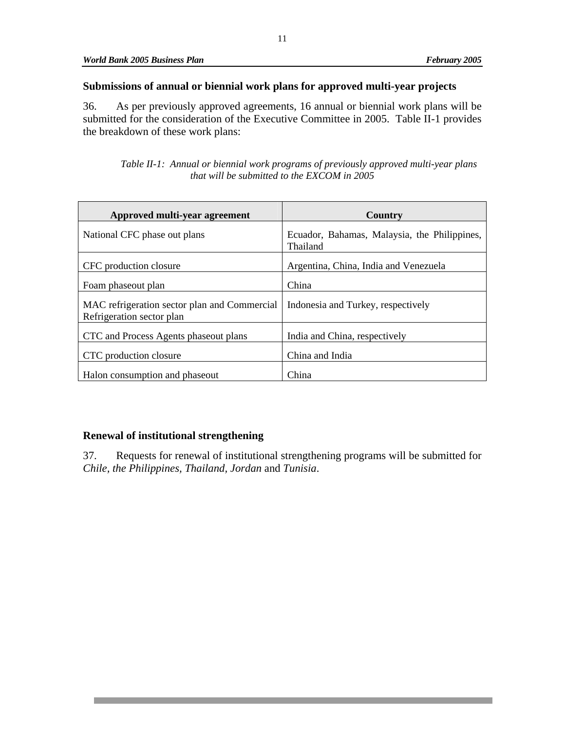### Submissions of annual or biennial work plans for approved multi-year projects

36. As per previously approved agreements, 16 annual or biennial work plans will be submitted for the consideration of the Executive Committee in 2005. Table II-1 provides the breakdown of these work plans:

*Table II-1: Annual or biennial work programs of previously approved multi-year plans that will be submitted to the EXCOM in 2005*

| Approved multi-year agreement | Country |
|---|---|
| National CFC phase out plans | Ecuador, Bahamas, Malaysia, the Philippines, Thailand |
| CFC production closure | Argentina, China, India and Venezuela |
| Foam phaseout plan | China |
| MAC refrigeration sector plan and Commercial Refrigeration sector plan | Indonesia and Turkey, respectively |
| CTC and Process Agents phaseout plans | India and China, respectively |
| CTC production closure | China and India |
| Halon consumption and phaseout | China |

### Renewal of institutional strengthening

37. Requests for renewal of institutional strengthening programs will be submitted for *Chile, the Philippines, Thailand, Jordan* and *Tunisia*.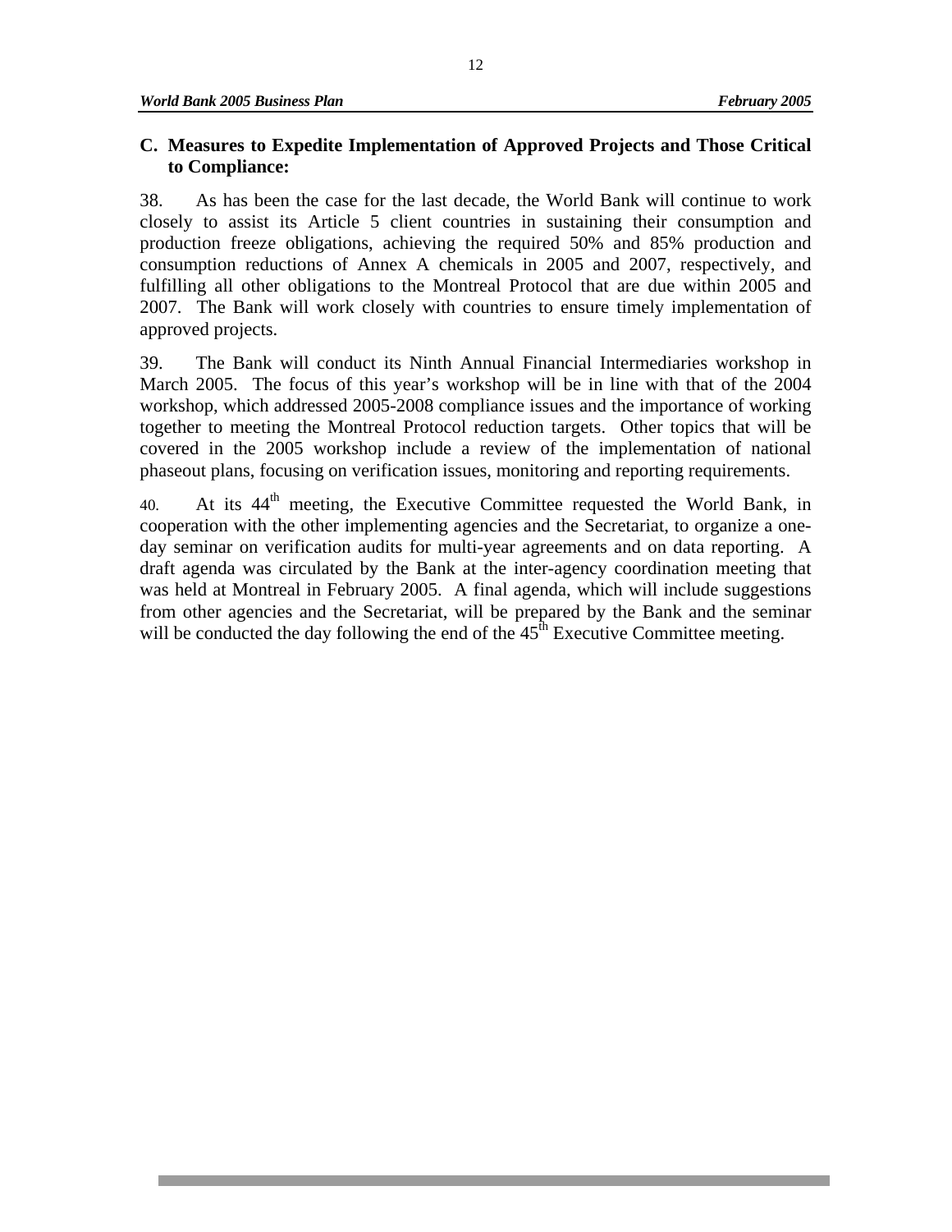### C. Measures to Expedite Implementation of Approved Projects and Those Critical to Compliance:

38. As has been the case for the last decade, the World Bank will continue to work closely to assist its Article 5 client countries in sustaining their consumption and production freeze obligations, achieving the required 50% and 85% production and consumption reductions of Annex A chemicals in 2005 and 2007, respectively, and fulfilling all other obligations to the Montreal Protocol that are due within 2005 and 2007. The Bank will work closely with countries to ensure timely implementation of approved projects.

39. The Bank will conduct its Ninth Annual Financial Intermediaries workshop in March 2005. The focus of this year's workshop will be in line with that of the 2004 workshop, which addressed 2005-2008 compliance issues and the importance of working together to meeting the Montreal Protocol reduction targets. Other topics that will be covered in the 2005 workshop include a review of the implementation of national phaseout plans, focusing on verification issues, monitoring and reporting requirements.

40. At its 44th meeting, the Executive Committee requested the World Bank, in cooperation with the other implementing agencies and the Secretariat, to organize a one-day seminar on verification audits for multi-year agreements and on data reporting. A draft agenda was circulated by the Bank at the inter-agency coordination meeting that was held at Montreal in February 2005. A final agenda, which will include suggestions from other agencies and the Secretariat, will be prepared by the Bank and the seminar will be conducted the day following the end of the 45th Executive Committee meeting.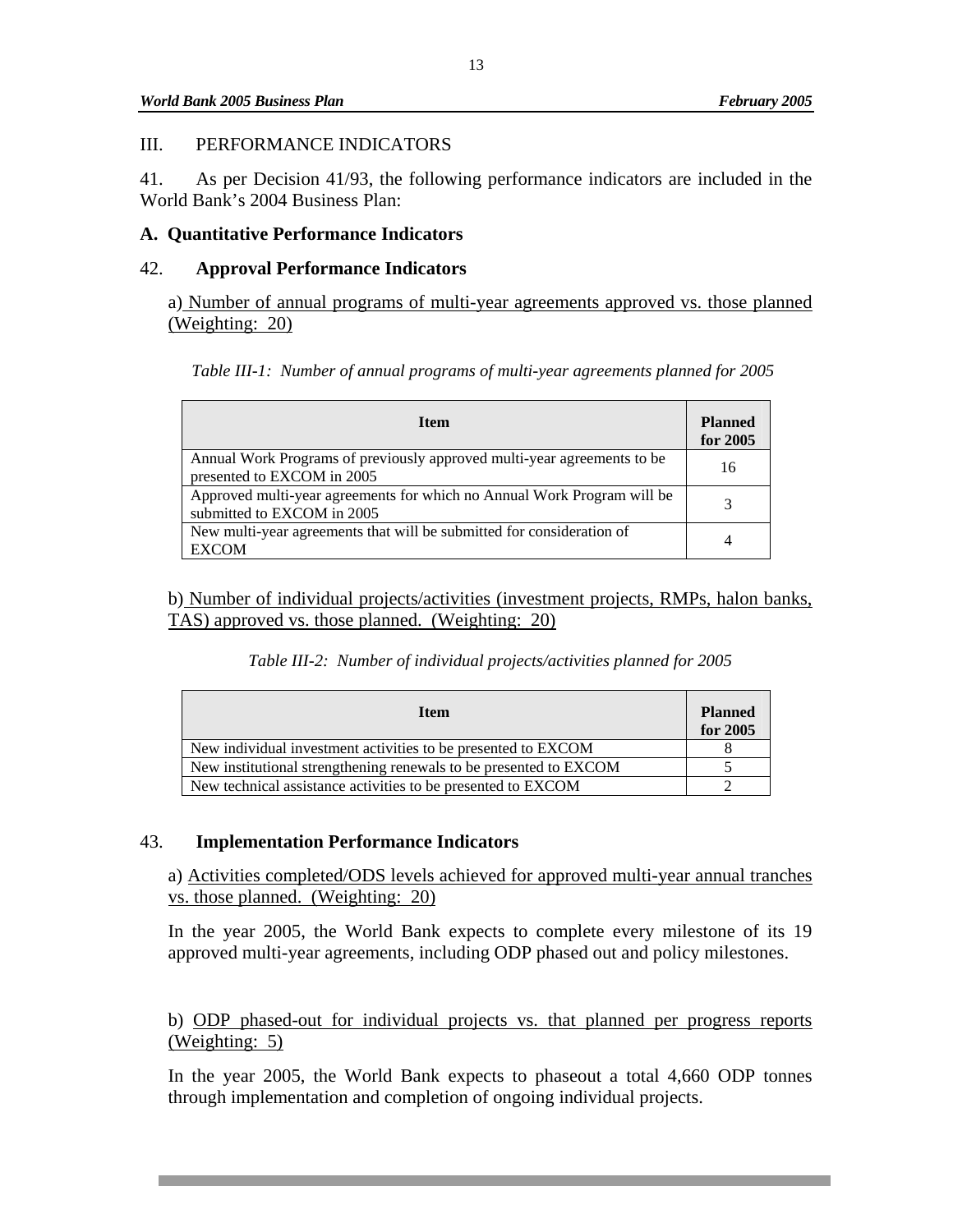## III. PERFORMANCE INDICATORS

41. As per Decision 41/93, the following performance indicators are included in the World Bank's 2004 Business Plan:

### A. Quantitative Performance Indicators

### 42. Approval Performance Indicators

a) Number of annual programs of multi-year agreements approved vs. those planned (Weighting: 20)

*Table III-1: Number of annual programs of multi-year agreements planned for 2005*

| Item | Planned for 2005 |
|---|---|
| Annual Work Programs of previously approved multi-year agreements to be presented to EXCOM in 2005 | 16 |
| Approved multi-year agreements for which no Annual Work Program will be submitted to EXCOM in 2005 | 3 |
| New multi-year agreements that will be submitted for consideration of EXCOM | 4 |

b) Number of individual projects/activities (investment projects, RMPs, halon banks, TAS) approved vs. those planned. (Weighting: 20)

*Table III-2: Number of individual projects/activities planned for 2005*

| Item | Planned for 2005 |
|---|---|
| New individual investment activities to be presented to EXCOM | 8 |
| New institutional strengthening renewals to be presented to EXCOM | 5 |
| New technical assistance activities to be presented to EXCOM | 2 |

### 43. Implementation Performance Indicators

a) Activities completed/ODS levels achieved for approved multi-year annual tranches vs. those planned. (Weighting: 20)

In the year 2005, the World Bank expects to complete every milestone of its 19 approved multi-year agreements, including ODP phased out and policy milestones.

b) ODP phased-out for individual projects vs. that planned per progress reports (Weighting: 5)

In the year 2005, the World Bank expects to phaseout a total 4,660 ODP tonnes through implementation and completion of ongoing individual projects.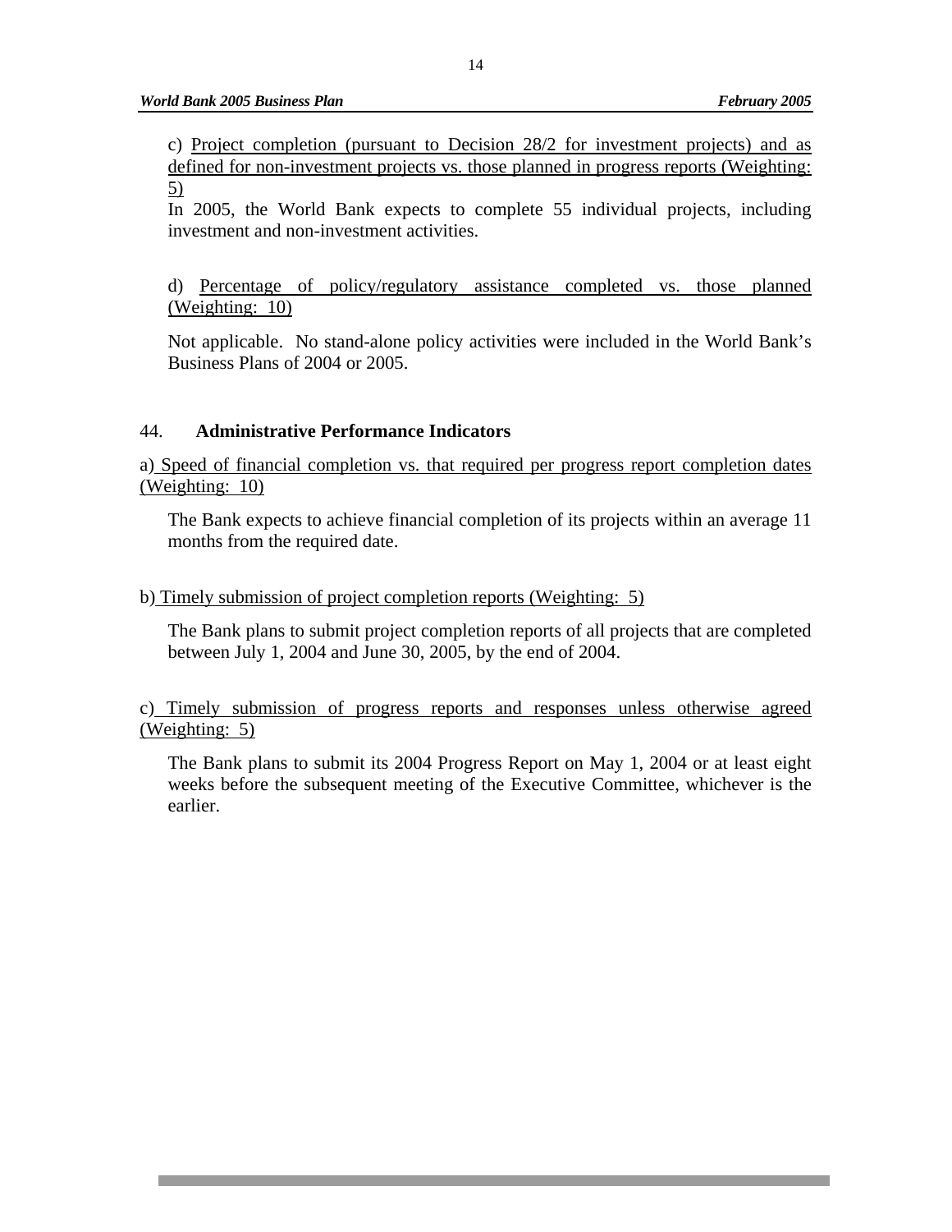c) <u>Project completion (pursuant to Decision 28/2 for investment projects) and as defined for non-investment projects vs. those planned in progress reports (Weighting: 5)</u>

In 2005, the World Bank expects to complete 55 individual projects, including investment and non-investment activities.

d) <u>Percentage of policy/regulatory assistance completed vs. those planned (Weighting: 10)</u>

Not applicable. No stand-alone policy activities were included in the World Bank's Business Plans of 2004 or 2005.

44. **Administrative Performance Indicators**

a) <u>Speed of financial completion vs. that required per progress report completion dates (Weighting: 10)</u>

The Bank expects to achieve financial completion of its projects within an average 11 months from the required date.

b) <u>Timely submission of project completion reports (Weighting: 5)</u>

The Bank plans to submit project completion reports of all projects that are completed between July 1, 2004 and June 30, 2005, by the end of 2004.

c) <u>Timely submission of progress reports and responses unless otherwise agreed (Weighting: 5)</u>

The Bank plans to submit its 2004 Progress Report on May 1, 2004 or at least eight weeks before the subsequent meeting of the Executive Committee, whichever is the earlier.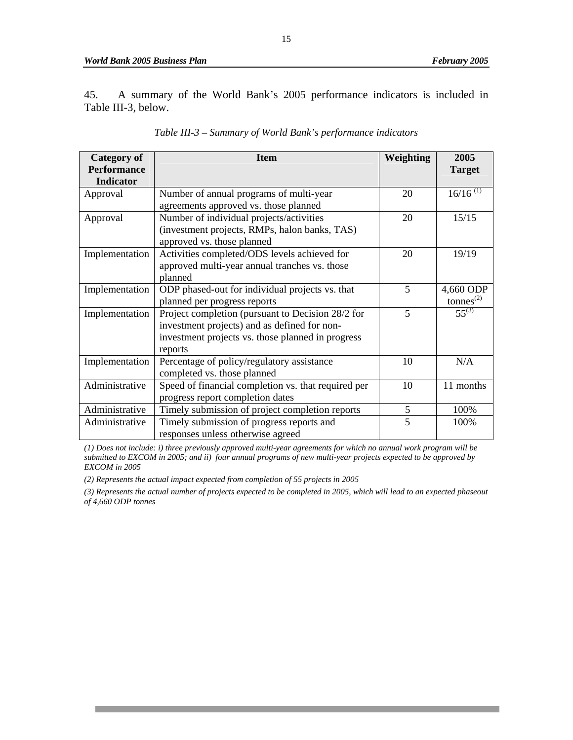45. A summary of the World Bank's 2005 performance indicators is included in Table III-3, below.

*Table III-3 – Summary of World Bank's performance indicators*

| Category of Performance Indicator | Item | Weighting | 2005 Target |
|---|---|---|---|
| Approval | Number of annual programs of multi-year agreements approved vs. those planned | 20 | 16/16 (1) |
| Approval | Number of individual projects/activities (investment projects, RMPs, halon banks, TAS) approved vs. those planned | 20 | 15/15 |
| Implementation | Activities completed/ODS levels achieved for approved multi-year annual tranches vs. those planned | 20 | 19/19 |
| Implementation | ODP phased-out for individual projects vs. that planned per progress reports | 5 | 4,660 ODP tonnes(2) |
| Implementation | Project completion (pursuant to Decision 28/2 for investment projects) and as defined for non-investment projects vs. those planned in progress reports | 5 | 55(3) |
| Implementation | Percentage of policy/regulatory assistance completed vs. those planned | 10 | N/A |
| Administrative | Speed of financial completion vs. that required per progress report completion dates | 10 | 11 months |
| Administrative | Timely submission of project completion reports | 5 | 100% |
| Administrative | Timely submission of progress reports and responses unless otherwise agreed | 5 | 100% |

*(1) Does not include: i) three previously approved multi-year agreements for which no annual work program will be submitted to EXCOM in 2005; and ii) four annual programs of new multi-year projects expected to be approved by EXCOM in 2005*

*(2) Represents the actual impact expected from completion of 55 projects in 2005*

*(3) Represents the actual number of projects expected to be completed in 2005, which will lead to an expected phaseout of 4,660 ODP tonnes*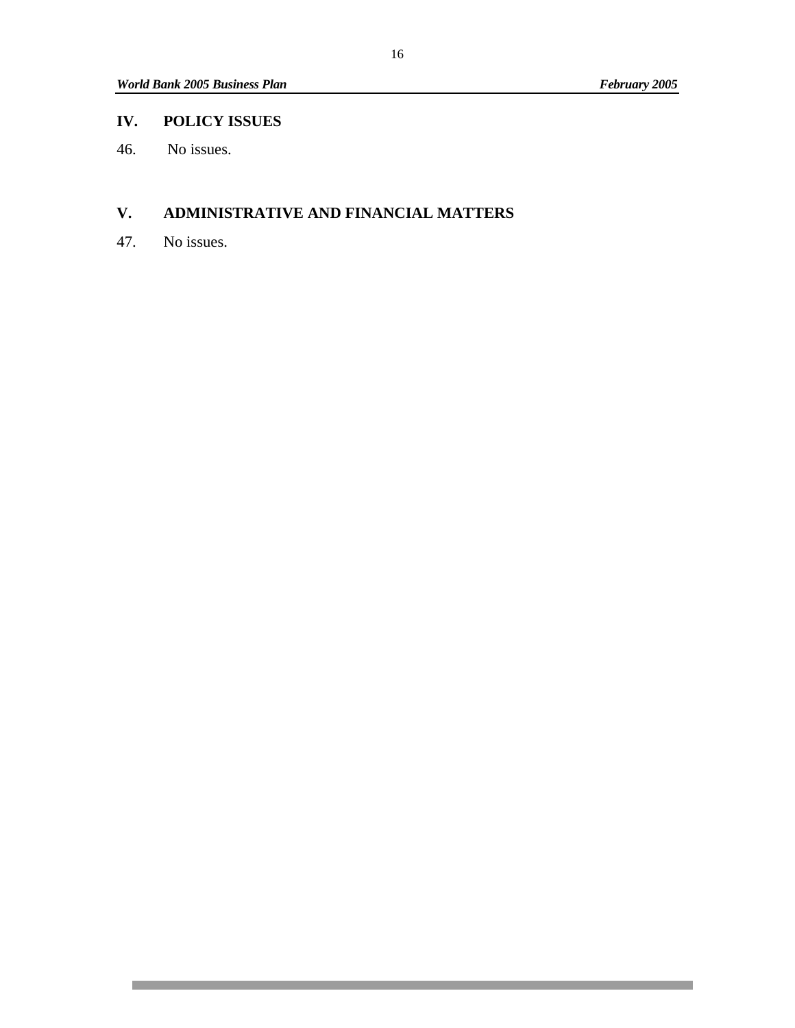## IV. POLICY ISSUES

46. No issues.

## V. ADMINISTRATIVE AND FINANCIAL MATTERS

47. No issues.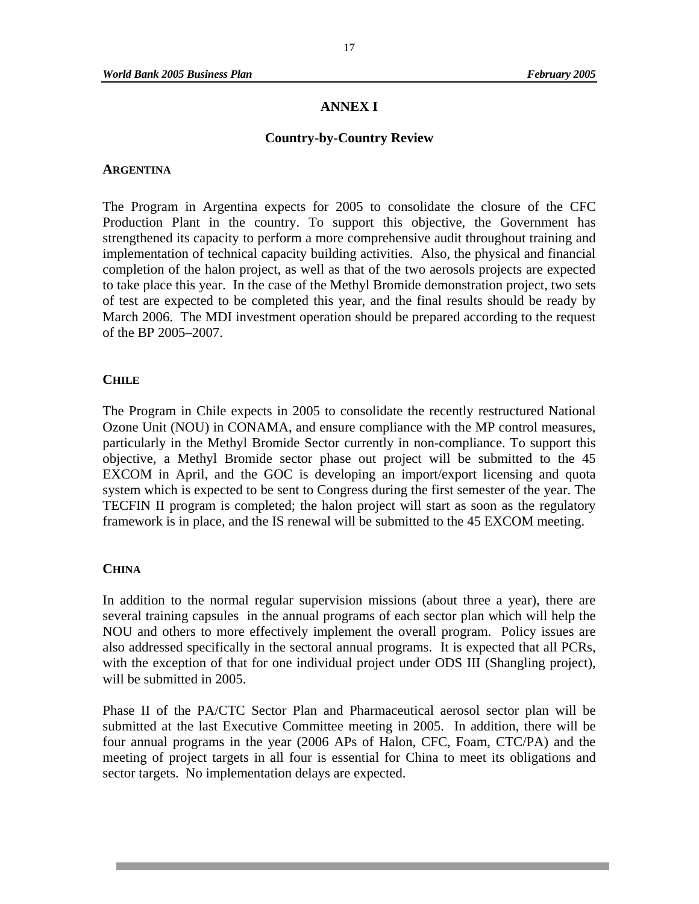# ANNEX I

## Country-by-Country Review

### ARGENTINA

The Program in Argentina expects for 2005 to consolidate the closure of the CFC Production Plant in the country. To support this objective, the Government has strengthened its capacity to perform a more comprehensive audit throughout training and implementation of technical capacity building activities. Also, the physical and financial completion of the halon project, as well as that of the two aerosols projects are expected to take place this year. In the case of the Methyl Bromide demonstration project, two sets of test are expected to be completed this year, and the final results should be ready by March 2006. The MDI investment operation should be prepared according to the request of the BP 2005–2007.

### CHILE

The Program in Chile expects in 2005 to consolidate the recently restructured National Ozone Unit (NOU) in CONAMA, and ensure compliance with the MP control measures, particularly in the Methyl Bromide Sector currently in non-compliance. To support this objective, a Methyl Bromide sector phase out project will be submitted to the 45 EXCOM in April, and the GOC is developing an import/export licensing and quota system which is expected to be sent to Congress during the first semester of the year. The TECFIN II program is completed; the halon project will start as soon as the regulatory framework is in place, and the IS renewal will be submitted to the 45 EXCOM meeting.

### CHINA

In addition to the normal regular supervision missions (about three a year), there are several training capsules in the annual programs of each sector plan which will help the NOU and others to more effectively implement the overall program. Policy issues are also addressed specifically in the sectoral annual programs. It is expected that all PCRs, with the exception of that for one individual project under ODS III (Shangling project), will be submitted in 2005.

Phase II of the PA/CTC Sector Plan and Pharmaceutical aerosol sector plan will be submitted at the last Executive Committee meeting in 2005. In addition, there will be four annual programs in the year (2006 APs of Halon, CFC, Foam, CTC/PA) and the meeting of project targets in all four is essential for China to meet its obligations and sector targets. No implementation delays are expected.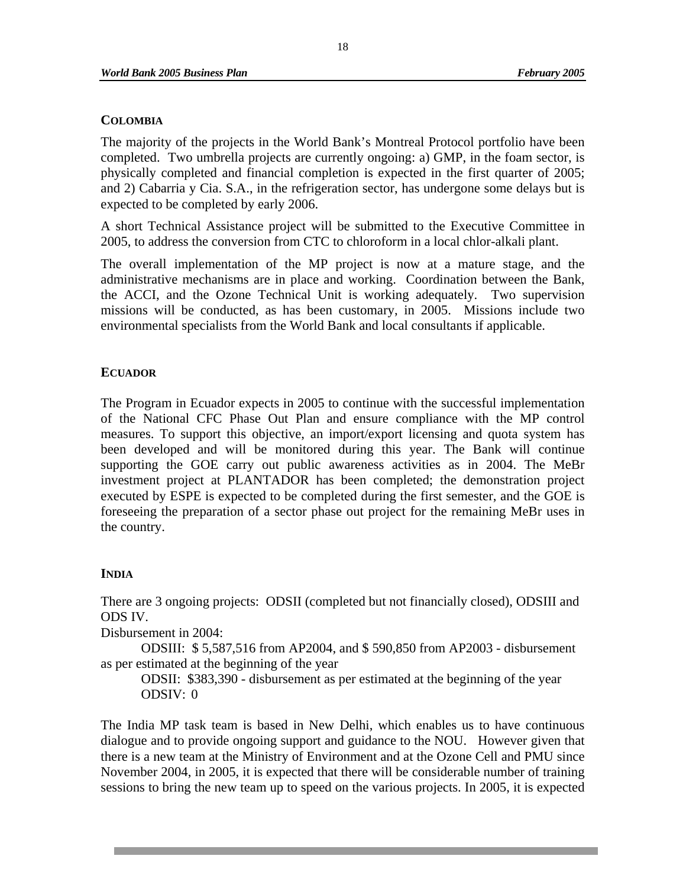## COLOMBIA

The majority of the projects in the World Bank's Montreal Protocol portfolio have been completed. Two umbrella projects are currently ongoing: a) GMP, in the foam sector, is physically completed and financial completion is expected in the first quarter of 2005; and 2) Cabarria y Cia. S.A., in the refrigeration sector, has undergone some delays but is expected to be completed by early 2006.

A short Technical Assistance project will be submitted to the Executive Committee in 2005, to address the conversion from CTC to chloroform in a local chlor-alkali plant.

The overall implementation of the MP project is now at a mature stage, and the administrative mechanisms are in place and working. Coordination between the Bank, the ACCI, and the Ozone Technical Unit is working adequately. Two supervision missions will be conducted, as has been customary, in 2005. Missions include two environmental specialists from the World Bank and local consultants if applicable.

## ECUADOR

The Program in Ecuador expects in 2005 to continue with the successful implementation of the National CFC Phase Out Plan and ensure compliance with the MP control measures. To support this objective, an import/export licensing and quota system has been developed and will be monitored during this year. The Bank will continue supporting the GOE carry out public awareness activities as in 2004. The MeBr investment project at PLANTADOR has been completed; the demonstration project executed by ESPE is expected to be completed during the first semester, and the GOE is foreseeing the preparation of a sector phase out project for the remaining MeBr uses in the country.

## INDIA

There are 3 ongoing projects: ODSII (completed but not financially closed), ODSIII and ODS IV.

Disbursement in 2004:

ODSIII: $ 5,587,516 from AP2004, and $ 590,850 from AP2003 - disbursement as per estimated at the beginning of the year

ODSII: $383,390 - disbursement as per estimated at the beginning of the year

ODSIV: 0

The India MP task team is based in New Delhi, which enables us to have continuous dialogue and to provide ongoing support and guidance to the NOU. However given that there is a new team at the Ministry of Environment and at the Ozone Cell and PMU since November 2004, in 2005, it is expected that there will be considerable number of training sessions to bring the new team up to speed on the various projects. In 2005, it is expected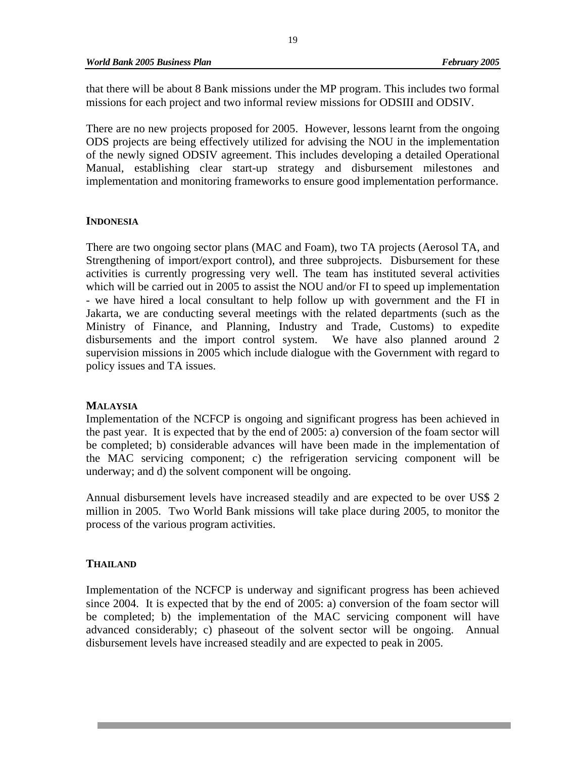that there will be about 8 Bank missions under the MP program. This includes two formal missions for each project and two informal review missions for ODSIII and ODSIV.

There are no new projects proposed for 2005. However, lessons learnt from the ongoing ODS projects are being effectively utilized for advising the NOU in the implementation of the newly signed ODSIV agreement. This includes developing a detailed Operational Manual, establishing clear start-up strategy and disbursement milestones and implementation and monitoring frameworks to ensure good implementation performance.

### INDONESIA

There are two ongoing sector plans (MAC and Foam), two TA projects (Aerosol TA, and Strengthening of import/export control), and three subprojects. Disbursement for these activities is currently progressing very well. The team has instituted several activities which will be carried out in 2005 to assist the NOU and/or FI to speed up implementation - we have hired a local consultant to help follow up with government and the FI in Jakarta, we are conducting several meetings with the related departments (such as the Ministry of Finance, and Planning, Industry and Trade, Customs) to expedite disbursements and the import control system. We have also planned around 2 supervision missions in 2005 which include dialogue with the Government with regard to policy issues and TA issues.

### MALAYSIA

Implementation of the NCFCP is ongoing and significant progress has been achieved in the past year. It is expected that by the end of 2005: a) conversion of the foam sector will be completed; b) considerable advances will have been made in the implementation of the MAC servicing component; c) the refrigeration servicing component will be underway; and d) the solvent component will be ongoing.

Annual disbursement levels have increased steadily and are expected to be over US$ 2 million in 2005. Two World Bank missions will take place during 2005, to monitor the process of the various program activities.

### THAILAND

Implementation of the NCFCP is underway and significant progress has been achieved since 2004. It is expected that by the end of 2005: a) conversion of the foam sector will be completed; b) the implementation of the MAC servicing component will have advanced considerably; c) phaseout of the solvent sector will be ongoing. Annual disbursement levels have increased steadily and are expected to peak in 2005.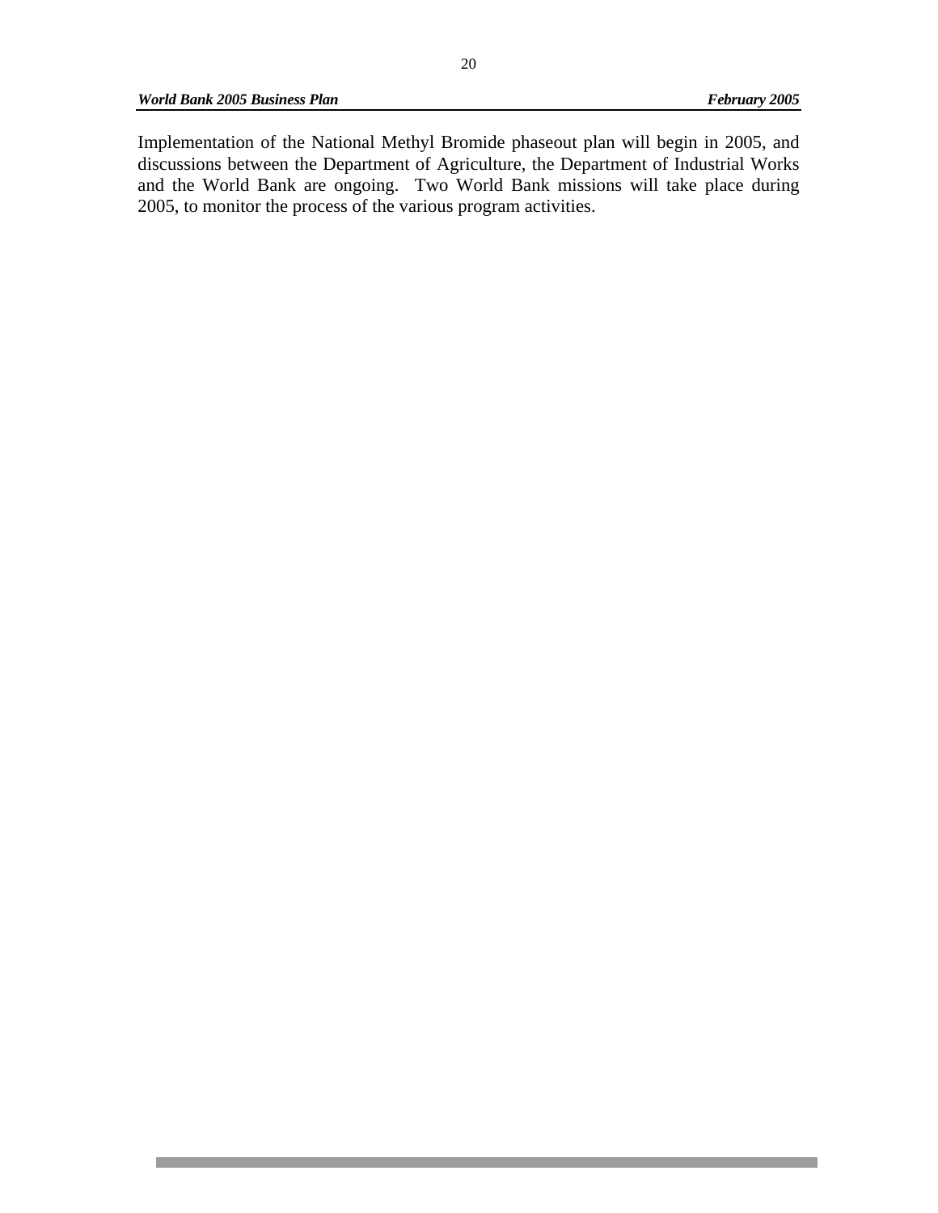Implementation of the National Methyl Bromide phaseout plan will begin in 2005, and discussions between the Department of Agriculture, the Department of Industrial Works and the World Bank are ongoing. Two World Bank missions will take place during 2005, to monitor the process of the various program activities.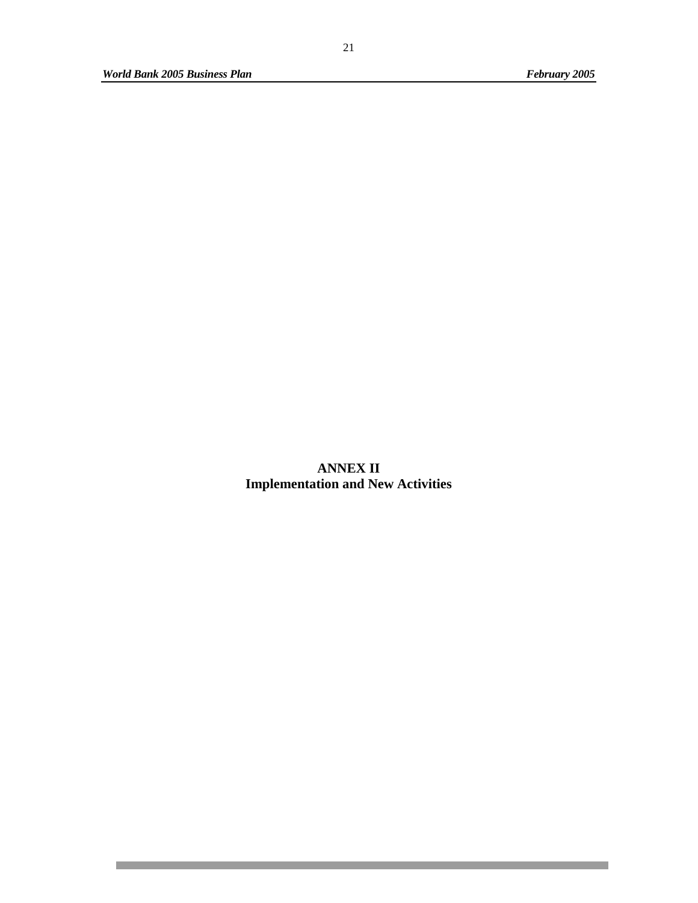# ANNEX II
## Implementation and New Activities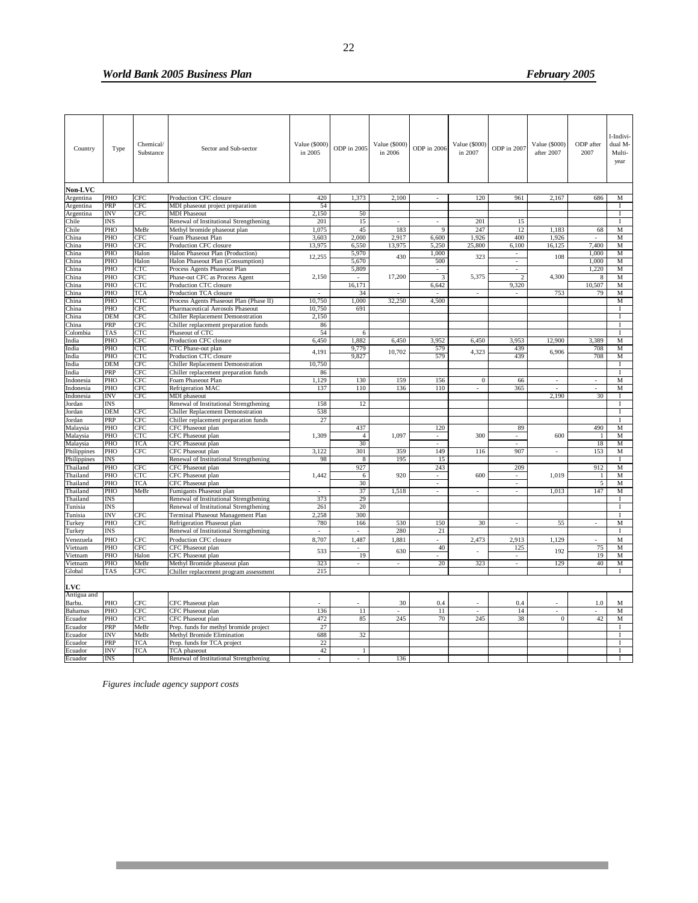| Country | Type | Chemical/ Substance | Sector and Sub-sector | Value ($000) in 2005 | ODP in 2005 | Value ($000) in 2006 | ODP in 2006 | Value ($000) in 2007 | ODP in 2007 | Value ($000) after 2007 | ODP after 2007 | I-Individual M-Multi-year |
|---|---|---|---|---|---|---|---|---|---|---|---|---|
| **Non-LVC** | | | | | | | | | | | | |
| Argentina | PHO | CFC | Production CFC closure | 420 | 1,373 | 2,100 | - | 120 | 961 | 2,167 | 686 | M |
| Argentina | PRP | CFC | MDI phaseout project preparation | 54 | | | | | | | | I |
| Argentina | INV | CFC | MDI Phaseout | 2,150 | 50 | | | | | | | I |
| Chile | INS | | Renewal of Institutional Strengthening | 201 | 15 | - | - | 201 | 15 | | | I |
| Chile | PHO | MeBr | Methyl bromide phaseout plan | 1,075 | 45 | 183 | 9 | 247 | 12 | 1,183 | 68 | M |
| China | PHO | CFC | Foam Phaseout Plan | 3,603 | 2,000 | 2,917 | 6,600 | 1,926 | 400 | 1,926 | - | M |
| China | PHO | CFC | Production CFC closure | 13,975 | 6,550 | 13,975 | 5,250 | 25,800 | 6,100 | 16,125 | 7,400 | M |
| China | PHO | Halon | Halon Phaseout Plan (Production) | 12,255 | 5,970 | 430 | 1,000 | 323 | - | 108 | 1,000 | M |
| China | PHO | Halon | Halon Phaseout Plan (Consumption) | | 5,670 | | 500 | | - | | 1,000 | M |
| China | PHO | CTC | Process Agents Phaseout Plan | 2,150 | 5,809 | 17,200 | - | 5,375 | - | 4,300 | 1,220 | M |
| China | PHO | CFC | Phase-out CFC as Process Agent | | - | | 3 | | 2 | | 8 | M |
| China | PHO | CTC | Production CTC closure | | 16,171 | | 6,642 | | 9,320 | | 10,507 | M |
| China | PHO | TCA | Production TCA closure | - | 34 | - | - | - | - | 753 | 79 | M |
| China | PHO | CTC | Process Agents Phaseout Plan (Phase II) | 10,750 | 1,000 | 32,250 | 4,500 | | | | | M |
| China | PHO | CFC | Pharmaceutical Aerosols Phaseout | 10,750 | 691 | | | | | | | I |
| China | DEM | CFC | Chiller Replacement Demonstration | 2,150 | | | | | | | | I |
| China | PRP | CFC | Chiller replacement preparation funds | 86 | | | | | | | | I |
| Colombia | TAS | CTC | Phaseout of CTC | 54 | 6 | | | | | | | I |
| India | PHO | CFC | Production CFC closure | 6,450 | 1,882 | 6,450 | 3,952 | 6,450 | 3,953 | 12,900 | 3,389 | M |
| India | PHO | CTC | CTC Phase-out plan | 4,191 | 9,779 | 10,702 | 579 | 4,323 | 439 | 6,906 | 708 | M |
| India | PHO | CTC | Production CTC closure | | 9,827 | | 579 | | 439 | | 708 | M |
| India | DEM | CFC | Chiller Replacement Demonstration | 10,750 | | | | | | | | I |
| India | PRP | CFC | Chiller replacement preparation funds | 86 | | | | | | | | I |
| Indonesia | PHO | CFC | Foam Phaseout Plan | 1,129 | 130 | 159 | 156 | 0 | 66 | - | - | M |
| Indonesia | PHO | CFC | Refrigeration MAC | 137 | 110 | 136 | 110 | - | 365 | - | - | M |
| Indonesia | INV | CFC | MDI phaseout | | | | | | | 2,190 | 30 | I |
| Jordan | INS | | Renewal of Institutional Strengthening | 158 | 12 | | | | | | | I |
| Jordan | DEM | CFC | Chiller Replacement Demonstration | 538 | | | | | | | | I |
| Jordan | PRP | CFC | Chiller replacement preparation funds | 27 | | | | | | | | I |
| Malaysia | PHO | CFC | CFC Phaseout plan | 1,309 | 437 | 1,097 | 120 | 300 | 89 | 600 | 490 | M |
| Malaysia | PHO | CTC | CFC Phaseout plan | | 4 | | - | | - | | 1 | M |
| Malaysia | PHO | TCA | CFC Phaseout plan | | 30 | | - | | - | | 18 | M |
| Philippines | PHO | CFC | CFC Phaseout plan | 3,122 | 301 | 359 | 149 | 116 | 907 | - | 153 | M |
| Philippines | INS | | Renewal of Institutional Strengthening | 98 | 8 | 195 | 15 | | | | | I |
| Thailand | PHO | CFC | CFC Phaseout plan | 1,442 | 927 | 920 | 243 | 600 | 209 | 1,019 | 912 | M |
| Thailand | PHO | CTC | CFC Phaseout plan | | 6 | | - | | - | | 1 | M |
| Thailand | PHO | TCA | CFC Phaseout plan | | 30 | | - | | - | | 5 | M |
| Thailand | PHO | MeBr | Fumigants Phaseout plan | - | 37 | 1,518 | - | - | - | 1,013 | 147 | M |
| Thailand | INS | | Renewal of Institutional Strengthening | 373 | 29 | | | | | | | I |
| Tunisia | INS | | Renewal of Institutional Strengthening | 261 | 20 | | | | | | | I |
| Tunisia | INV | CFC | Terminal Phaseout Management Plan | 2,258 | 300 | | | | | | | I |
| Turkey | PHO | CFC | Refrigeration Phaseout plan | 780 | 166 | 530 | 150 | 30 | - | 55 | - | M |
| Turkey | INS | | Renewal of Institutional Strengthening | - | - | 280 | 21 | | | | | I |
| Venezuela | PHO | CFC | Production CFC closure | 8,707 | 1,487 | 1,881 | - | 2,473 | 2,913 | 1,129 | - | M |
| Vietnam | PHO | CFC | CFC Phaseout plan | 533 | - | 630 | 40 | - | 125 | 192 | 75 | M |
| Vietnam | PHO | Halon | CFC Phaseout plan | | 19 | | - | | - | | 19 | M |
| Vietnam | PHO | MeBr | Methyl Bromide phaseout plan | 323 | - | - | 20 | 323 | - | 129 | 40 | M |
| Global | TAS | CFC | Chiller replacement program assessment | 215 | | | | | | | | I |
| **LVC** | | | | | | | | | | | | |
| Antigua and Barbu. | PHO | CFC | CFC Phaseout plan | - | - | 30 | 0.4 | - | 0.4 | - | 1.0 | M |
| Bahamas | PHO | CFC | CFC Phaseout plan | 136 | 11 | - | 11 | - | 14 | - | - | M |
| Ecuador | PHO | CFC | CFC Phaseout plan | 472 | 85 | 245 | 70 | 245 | 38 | 0 | 42 | M |
| Ecuador | PRP | MeBr | Prep. funds for methyl bromide project | 27 | | | | | | | | I |
| Ecuador | INV | MeBr | Methyl Bromide Elimination | 688 | 32 | | | | | | | I |
| Ecuador | PRP | TCA | Prep. funds for TCA project | 22 | | | | | | | | I |
| Ecuador | INV | TCA | TCA phaseout | 42 | 1 | | | | | | | I |
| Ecuador | INS | | Renewal of Institutional Strengthening | - | - | 136 | | | | | | I |

*Figures include agency support costs*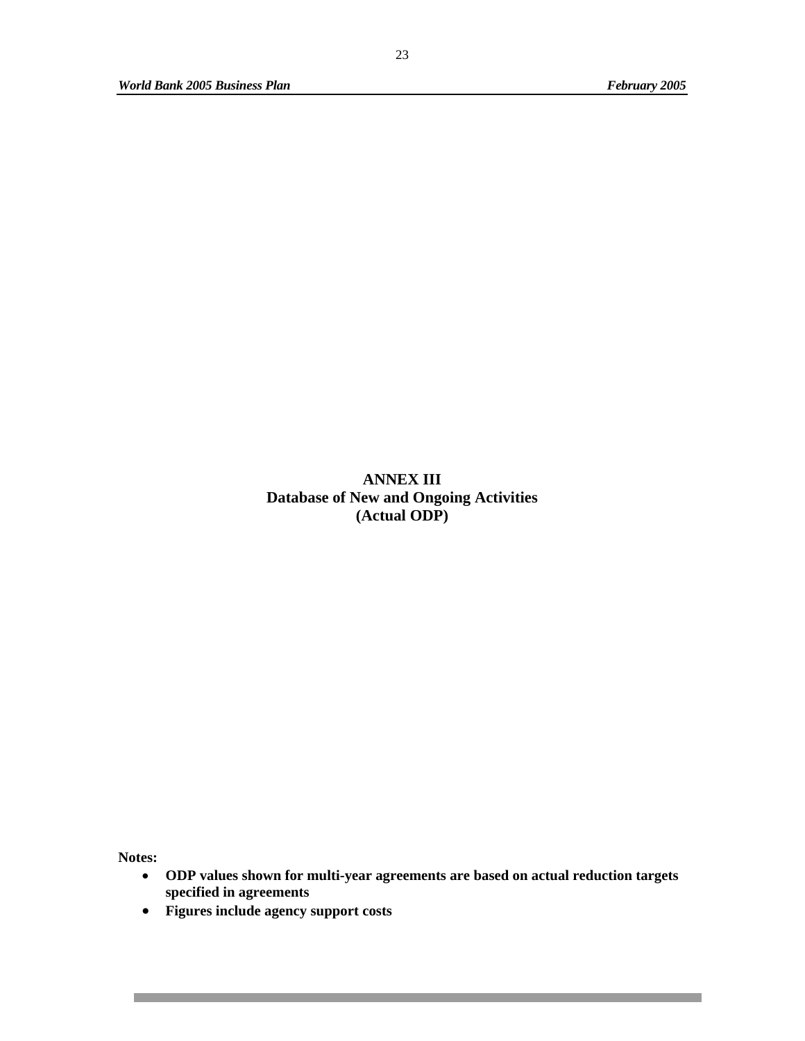# ANNEX III
## Database of New and Ongoing Activities
## (Actual ODP)

**Notes:**

- **ODP values shown for multi-year agreements are based on actual reduction targets specified in agreements**
- **Figures include agency support costs**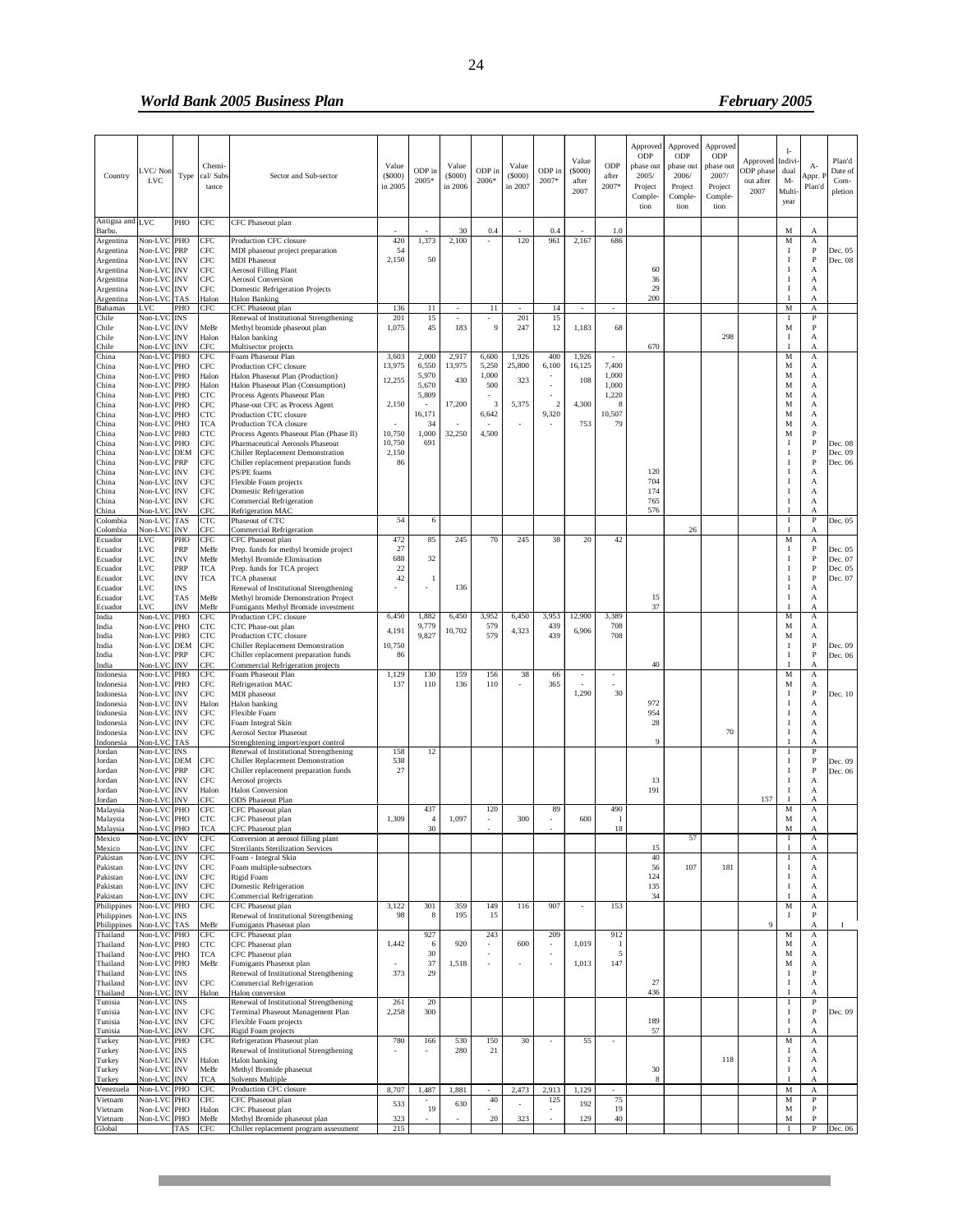| Country | LVC/ Non LVC | Type | Chemi-cal/ Subs-tance | Sector and Sub-sector | Value ($000) in 2005 | ODP in 2005* | Value ($000) in 2006 | ODP in 2006* | Value ($000) in 2007 | ODP in 2007* | Value ($000) after 2007 | ODP after 2007* | Approved ODP phase out 2005/ Project Comple-tion | Approved ODP phase out 2006/ Project Comple-tion | Approved ODP phase out 2007/ Project Comple-tion | Approved ODP phase out after 2007 | I- Indivi-dual M- Multi-year | A- Appr. P Plan'd | Plan'd Date of Com-pletion |
|---|---|---|---|---|---|---|---|---|---|---|---|---|---|---|---|---|---|---|---|
| Antigua and Barbu. | LVC | PHO | CFC | CFC Phaseout plan | - | - | 30 | 0.4 | - | 0.4 | - | 1.0 | | | | | M | A | |
| Argentina | Non-LVC | PHO | CFC | Production CFC closure | 420 | 1,373 | 2,100 | - | 120 | 961 | 2,167 | 686 | | | | | M | A | |
| Argentina | Non-LVC | PRP | CFC | MDI phaseout project preparation | 54 | | | | | | | | | | | | I | P | Dec. 05 |
| Argentina | Non-LVC | INV | CFC | MDI Phaseout | 2,150 | 50 | | | | | | | | | | | I | P | Dec. 08 |
| Argentina | Non-LVC | INV | CFC | Aerosol Filling Plant | | | | | | | | | 60 | | | | I | A | |
| Argentina | Non-LVC | INV | CFC | Aerosol Conversion | | | | | | | | | 36 | | | | I | A | |
| Argentina | Non-LVC | INV | CFC | Domestic Refrigeration Projects | | | | | | | | | 29 | | | | I | A | |
| Argentina | Non-LVC | TAS | Halon | Halon Banking | | | | | | | | | 200 | | | | I | A | |
| Bahamas | LVC | PHO | CFC | CFC Phaseout plan | 136 | 11 | - | 11 | - | 14 | - | - | | | | | M | A | |
| Chile | Non-LVC | INS | | Renewal of Institutional Strengthening | 201 | 15 | - | - | 201 | 15 | | | | | | | I | P | |
| Chile | Non-LVC | INV | MeBr | Methyl bromide phaseout plan | 1,075 | 45 | 183 | 9 | 247 | 12 | 1,183 | 68 | | | | | M | P | |
| Chile | Non-LVC | INV | Halon | Halon banking | | | | | | | | | | | 298 | | I | A | |
| Chile | Non-LVC | INV | CFC | Multisector projects | | | | | | | | | 670 | | | | I | A | |
| China | Non-LVC | PHO | CFC | Foam Phaseout Plan | 3,603 | 2,000 | 2,917 | 6,600 | 1,926 | 400 | 1,926 | - | | | | | M | A | |
| China | Non-LVC | PHO | CFC | Production CFC closure | 13,975 | 6,550 | 13,975 | 5,250 | 25,800 | 6,100 | 16,125 | 7,400 | | | | | M | A | |
| China | Non-LVC | PHO | Halon | Halon Phaseout Plan (Production) | 12,255 | 5,970 | 430 | 1,000 | 323 | - | 108 | 1,000 | | | | | M | A | |
| China | Non-LVC | PHO | Halon | Halon Phaseout Plan (Consumption) | | 5,670 | | 500 | | - | | 1,000 | | | | | M | A | |
| China | Non-LVC | PHO | CTC | Process Agents Phaseout Plan | | 5,809 | | - | | - | | 1,220 | | | | | M | A | |
| China | Non-LVC | PHO | CFC | Phase-out CFC as Process Agent | 2,150 | - | 17,200 | 3 | 5,375 | 2 | 4,300 | 8 | | | | | M | A | |
| China | Non-LVC | PHO | CTC | Production CTC closure | | 16,171 | | 6,642 | | 9,320 | | 10,507 | | | | | M | A | |
| China | Non-LVC | PHO | TCA | Production TCA closure | - | 34 | - | - | - | - | 753 | 79 | | | | | M | A | |
| China | Non-LVC | PHO | CTC | Process Agents Phaseout Plan (Phase II) | 10,750 | 1,000 | 32,250 | 4,500 | | | | | | | | | M | P | |
| China | Non-LVC | PHO | CFC | Pharmaceutical Aerosols Phaseout | 10,750 | 691 | | | | | | | | | | | I | P | Dec. 08 |
| China | Non-LVC | DEM | CFC | Chiller Replacement Demonstration | 2,150 | | | | | | | | | | | | I | P | Dec. 09 |
| China | Non-LVC | PRP | CFC | Chiller replacement preparation funds | 86 | | | | | | | | | | | | I | P | Dec. 06 |
| China | Non-LVC | INV | CFC | PS/PE foams | | | | | | | | | 120 | | | | I | A | |
| China | Non-LVC | INV | CFC | Flexible Foam projects | | | | | | | | | 704 | | | | I | A | |
| China | Non-LVC | INV | CFC | Domestic Refrigeration | | | | | | | | | 174 | | | | I | A | |
| China | Non-LVC | INV | CFC | Commercial Refrigeration | | | | | | | | | 765 | | | | I | A | |
| China | Non-LVC | INV | CFC | Refrigeration MAC | | | | | | | | | 576 | | | | I | A | |
| Colombia | Non-LVC | TAS | CTC | Phaseout of CTC | 54 | 6 | | | | | | | | | | | I | P | Dec. 05 |
| Colombia | Non-LVC | INV | CFC | Commercial Refrigeration | | | | | | | | | | 26 | | | I | A | |
| Ecuador | LVC | PHO | CFC | CFC Phaseout plan | 472 | 85 | 245 | 70 | 245 | 38 | 20 | 42 | | | | | M | A | |
| Ecuador | LVC | PRP | MeBr | Prep. funds for methyl bromide project | 27 | | | | | | | | | | | | I | P | Dec. 05 |
| Ecuador | LVC | INV | MeBr | Methyl Bromide Elimination | 688 | 32 | | | | | | | | | | | I | P | Dec. 07 |
| Ecuador | LVC | PRP | TCA | Prep. funds for TCA project | 22 | | | | | | | | | | | | I | P | Dec. 05 |
| Ecuador | LVC | INV | TCA | TCA phaseout | 42 | 1 | | | | | | | | | | | I | P | Dec. 07 |
| Ecuador | LVC | INS | | Renewal of Institutional Strengthening | - | - | 136 | | | | | | | | | | I | A | |
| Ecuador | LVC | TAS | MeBr | Methyl bromide Demonstration Project | | | | | | | | | 15 | | | | I | A | |
| Ecuador | LVC | INV | MeBr | Fumigants Methyl Bromide investment | | | | | | | | | 37 | | | | I | A | |
| India | Non-LVC | PHO | CFC | Production CFC closure | 6,450 | 1,882 | 6,450 | 3,952 | 6,450 | 3,953 | 12,900 | 3,389 | | | | | M | A | |
| India | Non-LVC | PHO | CTC | CTC Phase-out plan | 4,191 | 9,779 | 10,702 | 579 | 4,323 | 439 | 6,906 | 708 | | | | | M | A | |
| India | Non-LVC | PHO | CTC | Production CTC closure | | 9,827 | | 579 | | 439 | | 708 | | | | | M | A | |
| India | Non-LVC | DEM | CFC | Chiller Replacement Demonstration | 10,750 | | | | | | | | | | | | I | P | Dec. 09 |
| India | Non-LVC | PRP | CFC | Chiller replacement preparation funds | 86 | | | | | | | | | | | | I | P | Dec. 06 |
| India | Non-LVC | INV | CFC | Commercial Refrigeration projects | | | | | | | | | 40 | | | | I | A | |
| Indonesia | Non-LVC | PHO | CFC | Foam Phaseout Plan | 1,129 | 130 | 159 | 156 | 38 | 66 | - | - | | | | | M | A | |
| Indonesia | Non-LVC | PHO | CFC | Refrigeration MAC | 137 | 110 | 136 | 110 | - | 365 | - | - | | | | | M | A | |
| Indonesia | Non-LVC | INV | CFC | MDI phaseout | | | | | | | 1,290 | 30 | | | | | I | P | Dec. 10 |
| Indonesia | Non-LVC | INV | Halon | Halon banking | | | | | | | | | 972 | | | | I | A | |
| Indonesia | Non-LVC | INV | CFC | Flexible Foam | | | | | | | | | 954 | | | | I | A | |
| Indonesia | Non-LVC | INV | CFC | Foam Integral Skin | | | | | | | | | 28 | | | | I | A | |
| Indonesia | Non-LVC | INV | CFC | Aerosol Sector Phaseout | | | | | | | | | | | 70 | | I | A | |
| Indonesia | Non-LVC | TAS | | Strenghtening import/export control | | | | | | | | | 9 | | | | I | A | |
| Jordan | Non-LVC | INS | | Renewal of Institutional Strengthening | 158 | 12 | | | | | | | | | | | I | P | |
| Jordan | Non-LVC | DEM | CFC | Chiller Replacement Demonstration | 538 | | | | | | | | | | | | I | P | Dec. 09 |
| Jordan | Non-LVC | PRP | CFC | Chiller replacement preparation funds | 27 | | | | | | | | | | | | I | P | Dec. 06 |
| Jordan | Non-LVC | INV | CFC | Aerosol projects | | | | | | | | | 13 | | | | I | A | |
| Jordan | Non-LVC | INV | Halon | Halon Conversion | | | | | | | | | 191 | | | | I | A | |
| Jordan | Non-LVC | INV | CFC | ODS Phaseout Plan | | | | | | | | | | | | 157 | I | A | |
| Malaysia | Non-LVC | PHO | CFC | CFC Phaseout plan | | 437 | | 120 | | 89 | | 490 | | | | | M | A | |
| Malaysia | Non-LVC | PHO | CTC | CFC Phaseout plan | 1,309 | 4 | 1,097 | - | 300 | - | 600 | 1 | | | | | M | A | |
| Malaysia | Non-LVC | PHO | TCA | CFC Phaseout plan | | 30 | | - | | - | | 18 | | | | | M | A | |
| Mexico | Non-LVC | INV | CFC | Conversion at aerosol filling plant | | | | | | | | | | 57 | | | I | A | |
| Mexico | Non-LVC | INV | CFC | Strerilants Sterilization Services | | | | | | | | | 15 | | | | I | A | |
| Pakistan | Non-LVC | INV | CFC | Foam - Integral Skin | | | | | | | | | 40 | | | | I | A | |
| Pakistan | Non-LVC | INV | CFC | Foam multiple-subsectors | | | | | | | | | 56 | 107 | 181 | | I | A | |
| Pakistan | Non-LVC | INV | CFC | Rigid Foam | | | | | | | | | 124 | | | | I | A | |
| Pakistan | Non-LVC | INV | CFC | Domestic Refrigeration | | | | | | | | | 135 | | | | I | A | |
| Pakistan | Non-LVC | INV | CFC | Commercial Refrigeration | | | | | | | | | 34 | | | | I | A | |
| Philippines | Non-LVC | PHO | CFC | CFC Phaseout plan | 3,122 | 301 | 359 | 149 | 116 | 907 | - | 153 | | | | | M | A | |
| Philippines | Non-LVC | INS | | Renewal of Institutional Strengthening | 98 | 8 | 195 | 15 | | | | | | | | | I | P | |
| Philippines | Non-LVC | TAS | MeBr | Fumigants Phaseout plan | | | | | | | | | | | | 9 | | A | 1 |
| Thailand | Non-LVC | PHO | CFC | CFC Phaseout plan | | 927 | | 243 | | 209 | | 912 | | | | | M | A | |
| Thailand | Non-LVC | PHO | CTC | CFC Phaseout plan | 1,442 | 6 | 920 | - | 600 | - | 1,019 | 1 | | | | | M | A | |
| Thailand | Non-LVC | PHO | TCA | CFC Phaseout plan | | 30 | | - | | - | | 5 | | | | | M | A | |
| Thailand | Non-LVC | PHO | MeBr | Fumigants Phaseout plan | - | 37 | 1,518 | - | - | - | 1,013 | 147 | | | | | M | A | |
| Thailand | Non-LVC | INS | | Renewal of Institutional Strengthening | 373 | 29 | | | | | | | | | | | I | P | |
| Thailand | Non-LVC | INV | CFC | Commercial Refrigeration | | | | | | | | | 27 | | | | I | A | |
| Thailand | Non-LVC | INV | Halon | Halon conversion | | | | | | | | | 436 | | | | I | A | |
| Tunisia | Non-LVC | INS | | Renewal of Institutional Strengthening | 261 | 20 | | | | | | | | | | | I | P | |
| Tunisia | Non-LVC | INV | CFC | Terminal Phaseout Management Plan | 2,258 | 300 | | | | | | | | | | | I | P | Dec. 09 |
| Tunisia | Non-LVC | INV | CFC | Flexible Foam projects | | | | | | | | | 189 | | | | I | A | |
| Tunisia | Non-LVC | INV | CFC | Rigid Foam projects | | | | | | | | | 57 | | | | I | A | |
| Turkey | Non-LVC | PHO | CFC | Refrigeration Phaseout plan | 780 | 166 | 530 | 150 | 30 | - | 55 | - | | | | | M | A | |
| Turkey | Non-LVC | INS | | Renewal of Institutional Strengthening | - | - | 280 | 21 | | | | | | | | | I | A | |
| Turkey | Non-LVC | INV | Halon | Halon banking | | | | | | | | | | | 118 | | I | A | |
| Turkey | Non-LVC | INV | MeBr | Methyl Bromide phaseout | | | | | | | | | 30 | | | | I | A | |
| Turkey | Non-LVC | INV | TCA | Solvents Multiple | | | | | | | | | 8 | | | | I | A | |
| Venezuela | Non-LVC | PHO | CFC | Production CFC closure | 8,707 | 1,487 | 1,881 | - | 2,473 | 2,913 | 1,129 | - | | | | | M | A | |
| Vietnam | Non-LVC | PHO | CFC | CFC Phaseout plan | 533 | - | 630 | 40 | | 125 | 192 | 75 | | | | | M | P | |
| Vietnam | Non-LVC | PHO | Halon | CFC Phaseout plan | | 19 | | - | | - | | 19 | | | | | M | P | |
| Vietnam | Non-LVC | PHO | MeBr | Methyl Bromide phaseout plan | 323 | - | - | 20 | 323 | - | 129 | 40 | | | | | M | P | |
| Global | | TAS | CFC | Chiller replacement program assessment | 215 | | | | | | | | | | | | I | P | Dec. 06 |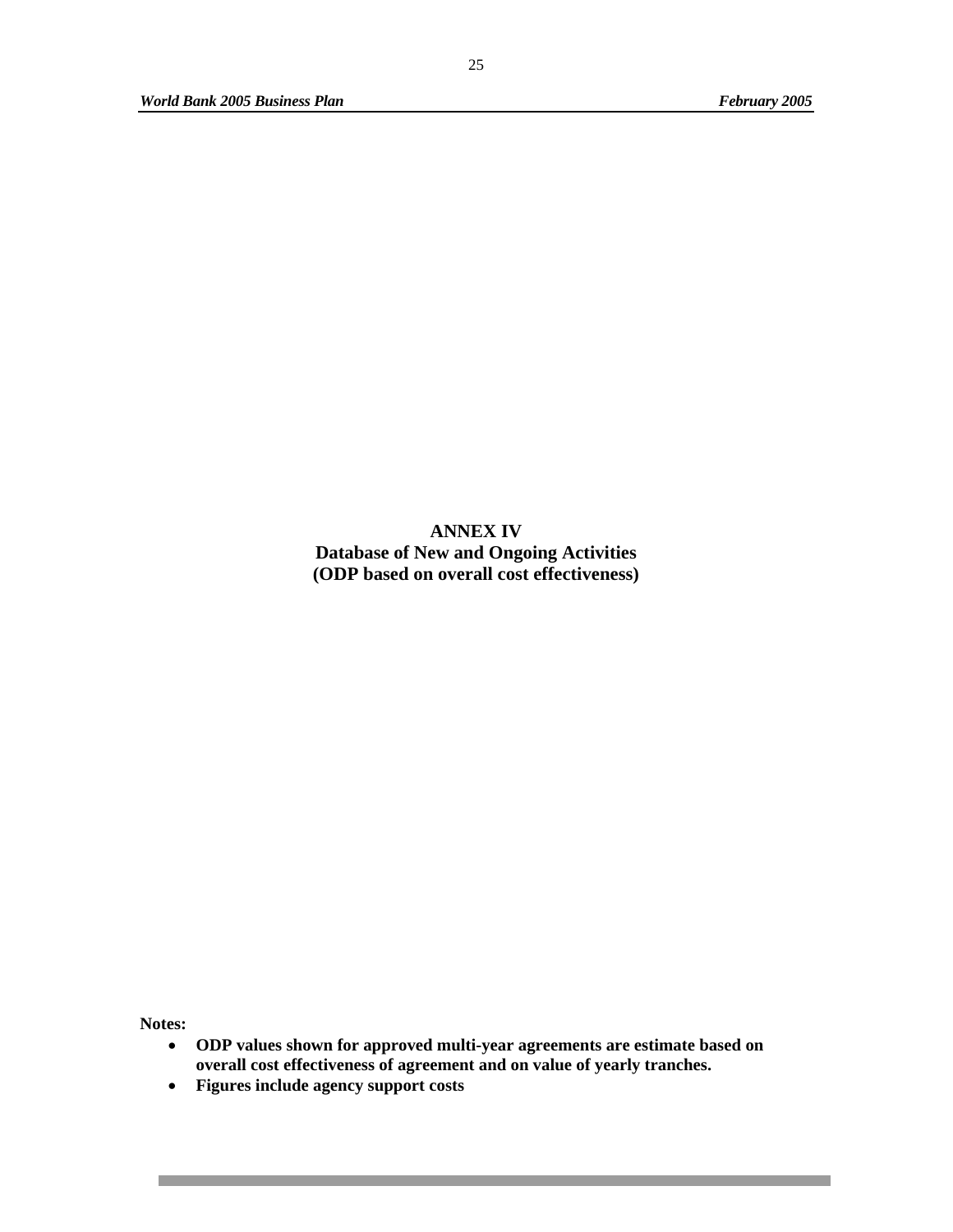# ANNEX IV
## Database of New and Ongoing Activities
### (ODP based on overall cost effectiveness)

**Notes:**

- **ODP values shown for approved multi-year agreements are estimate based on overall cost effectiveness of agreement and on value of yearly tranches.**
- **Figures include agency support costs**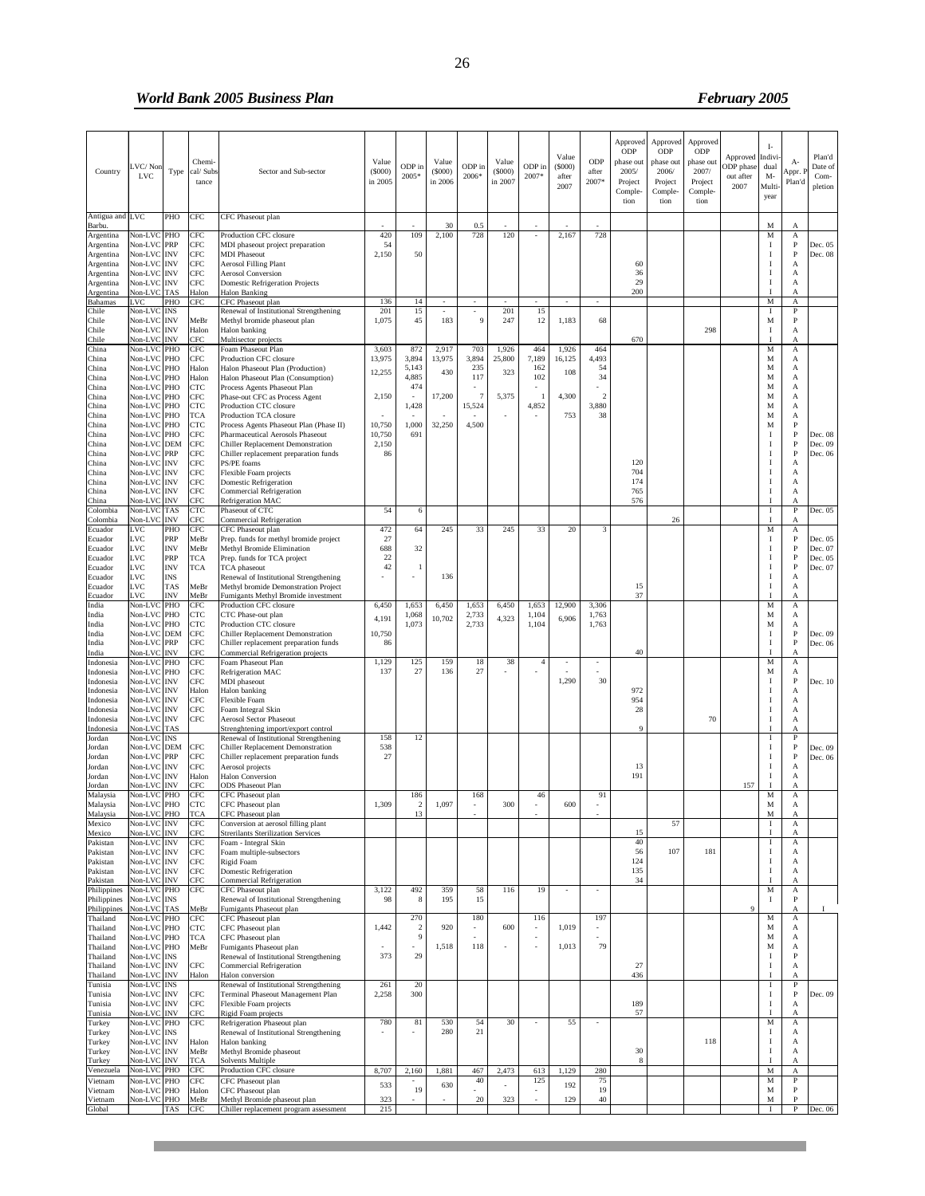| Country | LVC/ Non LVC | Type | Chemi-cal/ Substance | Sector and Sub-sector | Value ($000) in 2005 | ODP in 2005* | Value ($000) in 2006 | ODP in 2006* | Value ($000) in 2007 | ODP in 2007* | Value ($000) after 2007 | ODP after 2007* | Approved ODP phase out 2005/ Project Completion | Approved ODP phase out 2006/ Project Completion | Approved ODP phase out 2007/ Project Completion | Approved ODP phase out after 2007 | I- Individual M- Multi-year | A- Appr. P Plan'd | Plan'd Date of Completion |
|---|---|---|---|---|---|---|---|---|---|---|---|---|---|---|---|---|---|---|---|
| Antigua and Barbu. | LVC | PHO | CFC | CFC Phaseout plan | - | - | 30 | 0.5 | - | - | - | - | | | | | M | A | |
| Argentina | Non-LVC | PHO | CFC | Production CFC closure | 420 | 109 | 2,100 | 728 | 120 | - | 2,167 | 728 | | | | | M | A | |
| Argentina | Non-LVC | PRP | CFC | MDI phaseout project preparation | 54 | | | | | | | | | | | | I | P | Dec. 05 |
| Argentina | Non-LVC | INV | CFC | MDI Phaseout | 2,150 | 50 | | | | | | | | | | | I | P | Dec. 08 |
| Argentina | Non-LVC | INV | CFC | Aerosol Filling Plant | | | | | | | | | 60 | | | | I | A | |
| Argentina | Non-LVC | INV | CFC | Aerosol Conversion | | | | | | | | | 36 | | | | I | A | |
| Argentina | Non-LVC | INV | CFC | Domestic Refrigeration Projects | | | | | | | | | 29 | | | | I | A | |
| Argentina | Non-LVC | TAS | Halon | Halon Banking | | | | | | | | | 200 | | | | I | A | |
| Bahamas | LVC | PHO | CFC | CFC Phaseout plan | 136 | 14 | - | - | - | - | - | - | | | | | M | A | |
| Chile | Non-LVC | INS | | Renewal of Institutional Strengthening | 201 | 15 | - | - | 201 | 15 | | | | | | | I | P | |
| Chile | Non-LVC | INV | MeBr | Methyl bromide phaseout plan | 1,075 | 45 | 183 | 9 | 247 | 12 | 1,183 | 68 | | | | | M | P | |
| Chile | Non-LVC | INV | Halon | Halon banking | | | | | | | | | | | 298 | | I | A | |
| Chile | Non-LVC | INV | CFC | Multisector projects | | | | | | | | | 670 | | | | I | A | |
| China | Non-LVC | PHO | CFC | Foam Phaseout Plan | 3,603 | 872 | 2,917 | 703 | 1,926 | 464 | 1,926 | 464 | | | | | M | A | |
| China | Non-LVC | PHO | CFC | Production CFC closure | 13,975 | 3,894 | 13,975 | 3,894 | 25,800 | 7,189 | 16,125 | 4,493 | | | | | M | A | |
| China | Non-LVC | PHO | Halon | Halon Phaseout Plan (Production) | 12,255 | 5,143 | 430 | 235 | 323 | 162 | 108 | 54 | | | | | M | A | |
| China | Non-LVC | PHO | Halon | Halon Phaseout Plan (Consumption) | | 4,885 | | 117 | | 102 | | 34 | | | | | M | A | |
| China | Non-LVC | PHO | CTC | Process Agents Phaseout Plan | | 474 | | - | | - | | - | | | | | M | A | |
| China | Non-LVC | PHO | CFC | Phase-out CFC as Process Agent | 2,150 | - | 17,200 | 7 | 5,375 | 1 | 4,300 | 2 | | | | | M | A | |
| China | Non-LVC | PHO | CTC | Production CTC closure | | 1,428 | | 15,524 | | 4,852 | | 3,880 | | | | | M | A | |
| China | Non-LVC | PHO | TCA | Production TCA closure | - | - | - | - | - | - | 753 | 38 | | | | | M | A | |
| China | Non-LVC | PHO | CTC | Process Agents Phaseout Plan (Phase II) | 10,750 | 1,000 | 32,250 | 4,500 | | | | | | | | | M | P | |
| China | Non-LVC | PHO | CFC | Pharmaceutical Aerosols Phaseout | 10,750 | 691 | | | | | | | | | | | I | P | Dec. 08 |
| China | Non-LVC | DEM | CFC | Chiller Replacement Demonstration | 2,150 | | | | | | | | | | | | I | P | Dec. 09 |
| China | Non-LVC | PRP | CFC | Chiller replacement preparation funds | 86 | | | | | | | | | | | | I | P | Dec. 06 |
| China | Non-LVC | INV | CFC | PS/PE foams | | | | | | | | | 120 | | | | I | A | |
| China | Non-LVC | INV | CFC | Flexible Foam projects | | | | | | | | | 704 | | | | I | A | |
| China | Non-LVC | INV | CFC | Domestic Refrigeration | | | | | | | | | 174 | | | | I | A | |
| China | Non-LVC | INV | CFC | Commercial Refrigeration | | | | | | | | | 765 | | | | I | A | |
| China | Non-LVC | INV | CFC | Refrigeration MAC | | | | | | | | | 576 | | | | I | A | |
| Colombia | Non-LVC | TAS | CTC | Phaseout of CTC | 54 | 6 | | | | | | | | | | | I | P | Dec. 05 |
| Colombia | Non-LVC | INV | CFC | Commercial Refrigeration | | | | | | | | | | 26 | | | I | A | |
| Ecuador | LVC | PHO | CFC | CFC Phaseout plan | 472 | 64 | 245 | 33 | 245 | 33 | 20 | 3 | | | | | M | A | |
| Ecuador | LVC | PRP | MeBr | Prep. funds for methyl bromide project | 27 | | | | | | | | | | | | I | P | Dec. 05 |
| Ecuador | LVC | INV | MeBr | Methyl Bromide Elimination | 688 | 32 | | | | | | | | | | | I | P | Dec. 07 |
| Ecuador | LVC | PRP | TCA | Prep. funds for TCA project | 22 | | | | | | | | | | | | I | P | Dec. 05 |
| Ecuador | LVC | INV | TCA | TCA phaseout | 42 | 1 | | | | | | | | | | | I | P | Dec. 07 |
| Ecuador | LVC | INS | | Renewal of Institutional Strengthening | - | - | 136 | | | | | | | | | | I | A | |
| Ecuador | LVC | TAS | MeBr | Methyl bromide Demonstration Project | | | | | | | | | 15 | | | | I | A | |
| Ecuador | LVC | INV | MeBr | Fumigants Methyl Bromide investment | | | | | | | | | 37 | | | | I | A | |
| India | Non-LVC | PHO | CFC | Production CFC closure | 6,450 | 1,653 | 6,450 | 1,653 | 6,450 | 1,653 | 12,900 | 3,306 | | | | | M | A | |
| India | Non-LVC | PHO | CTC | CTC Phase-out plan | 4,191 | 1,068 | 10,702 | 2,733 | 4,323 | 1,104 | 6,906 | 1,763 | | | | | M | A | |
| India | Non-LVC | PHO | CTC | Production CTC closure | | 1,073 | | 2,733 | | 1,104 | | 1,763 | | | | | M | A | |
| India | Non-LVC | DEM | CFC | Chiller Replacement Demonstration | 10,750 | | | | | | | | | | | | I | P | Dec. 09 |
| India | Non-LVC | PRP | CFC | Chiller replacement preparation funds | 86 | | | | | | | | | | | | I | P | Dec. 06 |
| India | Non-LVC | INV | CFC | Commercial Refrigeration projects | | | | | | | | | 40 | | | | I | A | |
| Indonesia | Non-LVC | PHO | CFC | Foam Phaseout Plan | 1,129 | 125 | 159 | 18 | 38 | 4 | - | - | | | | | M | A | |
| Indonesia | Non-LVC | PHO | CFC | Refrigeration MAC | 137 | 27 | 136 | 27 | - | - | - | - | | | | | M | A | |
| Indonesia | Non-LVC | INV | CFC | MDI phaseout | | | | | | | 1,290 | 30 | | | | | I | P | Dec. 10 |
| Indonesia | Non-LVC | INV | Halon | Halon banking | | | | | | | | | 972 | | | | I | A | |
| Indonesia | Non-LVC | INV | CFC | Flexible Foam | | | | | | | | | 954 | | | | I | A | |
| Indonesia | Non-LVC | INV | CFC | Foam Integral Skin | | | | | | | | | 28 | | | | I | A | |
| Indonesia | Non-LVC | INV | CFC | Aerosol Sector Phaseout | | | | | | | | | | | 70 | | I | A | |
| Indonesia | Non-LVC | TAS | | Strenghtening import/export control | | | | | | | | | 9 | | | | I | A | |
| Jordan | Non-LVC | INS | | Renewal of Institutional Strengthening | 158 | 12 | | | | | | | | | | | I | P | |
| Jordan | Non-LVC | DEM | CFC | Chiller Replacement Demonstration | 538 | | | | | | | | | | | | I | P | Dec. 09 |
| Jordan | Non-LVC | PRP | CFC | Chiller replacement preparation funds | 27 | | | | | | | | | | | | I | P | Dec. 06 |
| Jordan | Non-LVC | INV | CFC | Aerosol projects | | | | | | | | | 13 | | | | I | A | |
| Jordan | Non-LVC | INV | Halon | Halon Conversion | | | | | | | | | 191 | | | | I | A | |
| Jordan | Non-LVC | INV | CFC | ODS Phaseout Plan | | | | | | | | | | | | 157 | I | A | |
| Malaysia | Non-LVC | PHO | CFC | CFC Phaseout plan | | 186 | | 168 | | 46 | | 91 | | | | | M | A | |
| Malaysia | Non-LVC | PHO | CTC | CFC Phaseout plan | 1,309 | 2 | 1,097 | - | 300 | - | 600 | - | | | | | M | A | |
| Malaysia | Non-LVC | PHO | TCA | CFC Phaseout plan | | 13 | | - | | - | | - | | | | | M | A | |
| Mexico | Non-LVC | INV | CFC | Conversion at aerosol filling plant | | | | | | | | | | 57 | | | I | A | |
| Mexico | Non-LVC | INV | CFC | Strerilants Sterilization Services | | | | | | | | | 15 | | | | I | A | |
| Pakistan | Non-LVC | INV | CFC | Foam - Integral Skin | | | | | | | | | 40 | | | | I | A | |
| Pakistan | Non-LVC | INV | CFC | Foam multiple-subsectors | | | | | | | | | 56 | 107 | 181 | | I | A | |
| Pakistan | Non-LVC | INV | CFC | Rigid Foam | | | | | | | | | 124 | | | | I | A | |
| Pakistan | Non-LVC | INV | CFC | Domestic Refrigeration | | | | | | | | | 135 | | | | I | A | |
| Pakistan | Non-LVC | INV | CFC | Commercial Refrigeration | | | | | | | | | 34 | | | | I | A | |
| Philippines | Non-LVC | PHO | CFC | CFC Phaseout plan | 3,122 | 492 | 359 | 58 | 116 | 19 | - | - | | | | | M | A | |
| Philippines | Non-LVC | INS | | Renewal of Institutional Strengthening | 98 | 8 | 195 | 15 | | | | | | | | | I | P | |
| Philippines | Non-LVC | TAS | MeBr | Fumigants Phaseout plan | | | | | | | | | | | | 9 | | A | I |
| Thailand | Non-LVC | PHO | CFC | CFC Phaseout plan | | 270 | | 180 | | 116 | | 197 | | | | | M | A | |
| Thailand | Non-LVC | PHO | CTC | CFC Phaseout plan | 1,442 | 2 | 920 | - | 600 | - | 1,019 | - | | | | | M | A | |
| Thailand | Non-LVC | PHO | TCA | CFC Phaseout plan | | 9 | | - | | - | | - | | | | | M | A | |
| Thailand | Non-LVC | PHO | MeBr | Fumigants Phaseout plan | - | - | 1,518 | 118 | - | - | 1,013 | 79 | | | | | M | A | |
| Thailand | Non-LVC | INS | | Renewal of Institutional Strengthening | 373 | 29 | | | | | | | | | | | I | P | |
| Thailand | Non-LVC | INV | CFC | Commercial Refrigeration | | | | | | | | | 27 | | | | I | A | |
| Thailand | Non-LVC | INV | Halon | Halon conversion | | | | | | | | | 436 | | | | I | A | |
| Tunisia | Non-LVC | INS | | Renewal of Institutional Strengthening | 261 | 20 | | | | | | | | | | | I | P | |
| Tunisia | Non-LVC | INV | CFC | Terminal Phaseout Management Plan | 2,258 | 300 | | | | | | | | | | | I | P | Dec. 09 |
| Tunisia | Non-LVC | INV | CFC | Flexible Foam projects | | | | | | | | | 189 | | | | I | A | |
| Tunisia | Non-LVC | INV | CFC | Rigid Foam projects | | | | | | | | | 57 | | | | I | A | |
| Turkey | Non-LVC | PHO | CFC | Refrigeration Phaseout plan | 780 | 81 | 530 | 54 | 30 | - | 55 | - | | | | | M | A | |
| Turkey | Non-LVC | INS | | Renewal of Institutional Strengthening | - | - | 280 | 21 | | | | | | | | | I | A | |
| Turkey | Non-LVC | INV | Halon | Halon banking | | | | | | | | | | | 118 | | I | A | |
| Turkey | Non-LVC | INV | MeBr | Methyl Bromide phaseout | | | | | | | | | 30 | | | | I | A | |
| Turkey | Non-LVC | INV | TCA | Solvents Multiple | | | | | | | | | 8 | | | | I | A | |
| Venezuela | Non-LVC | PHO | CFC | Production CFC closure | 8,707 | 2,160 | 1,881 | 467 | 2,473 | 613 | 1,129 | 280 | | | | | M | A | |
| Vietnam | Non-LVC | PHO | CFC | CFC Phaseout plan | 533 | - | 630 | 40 | - | 125 | 192 | 75 | | | | | M | P | |
| Vietnam | Non-LVC | PHO | Halon | CFC Phaseout plan | | 19 | | - | | - | | 19 | | | | | M | P | |
| Vietnam | Non-LVC | PHO | MeBr | Methyl Bromide phaseout plan | 323 | - | - | 20 | 323 | - | 129 | 40 | | | | | M | P | |
| Global | | TAS | CFC | Chiller replacement program assessment | 215 | | | | | | | | | | | | I | P | Dec. 06 |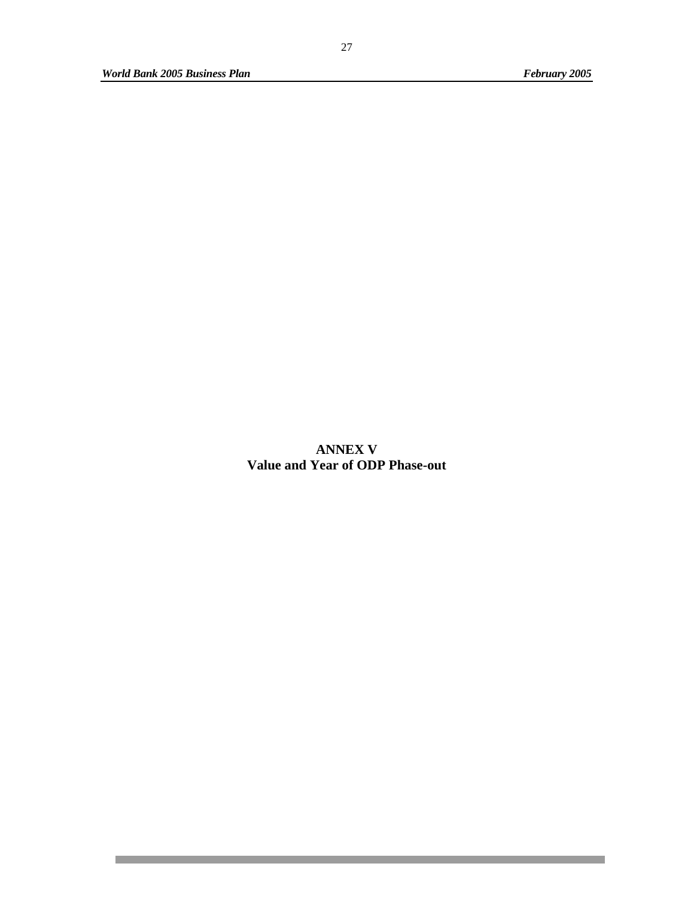# ANNEX V
## Value and Year of ODP Phase-out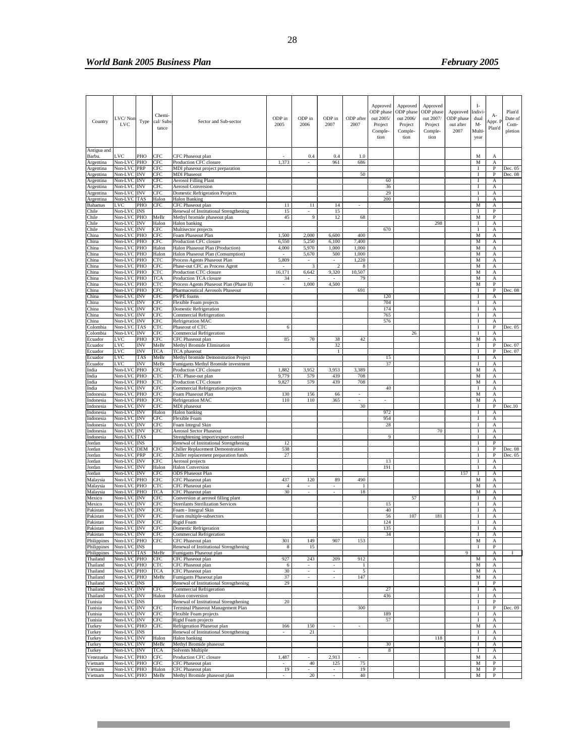| Country | LVC/ Non LVC | Type | Chemical/ Substance | Sector and Sub-sector | ODP in 2005 | ODP in 2006 | ODP in 2007 | ODP after 2007 | Approved ODP phase out 2005/ Project Completion | Approved ODP phase out 2006/ Project Completion | Approved ODP phase out 2007/ Project Completion | Approved ODP phase out after 2007 | I-Individual M-Multi-year | A-Appr. P Plan'd | Plan'd Date of Completion |
|---|---|---|---|---|---|---|---|---|---|---|---|---|---|---|---|
| Antigua and Barbu. | LVC | PHO | CFC | CFC Phaseout plan | - | 0.4 | 0.4 | 1.0 | | | | | M | A | |
| Argentina | Non-LVC | PHO | CFC | Production CFC closure | 1,373 | - | 961 | 686 | | | | | M | A | |
| Argentina | Non-LVC | PRP | CFC | MDI phaseout project preparation | | | | | | | | | I | P | Dec. 05 |
| Argentina | Non-LVC | INV | CFC | MDI Phaseout | | | | 50 | | | | | I | P | Dec. 08 |
| Argentina | Non-LVC | INV | CFC | Aerosol Filling Plant | | | | | 60 | | | | I | A | |
| Argentina | Non-LVC | INV | CFC | Aerosol Conversion | | | | | 36 | | | | I | A | |
| Argentina | Non-LVC | INV | CFC | Domestic Refrigeration Projects | | | | | 29 | | | | I | A | |
| Argentina | Non-LVC | TAS | Halon | Halon Banking | | | | | 200 | | | | I | A | |
| Bahamas | LVC | PHO | CFC | CFC Phaseout plan | 11 | 11 | 14 | - | | | | | M | A | |
| Chile | Non-LVC | INS | | Renewal of Institutional Strengthening | 15 | - | 15 | | | | | | I | P | |
| Chile | Non-LVC | PHO | MeBr | Methyl bromide phaseout plan | 45 | 9 | 12 | 68 | | | | | M | P | |
| Chile | Non-LVC | INV | Halon | Halon banking | | | | | | | 298 | | I | A | |
| Chile | Non-LVC | INV | CFC | Multisector projects | | | | | 670 | | | | I | A | |
| China | Non-LVC | PHO | CFC | Foam Phaseout Plan | 1,500 | 2,000 | 6,600 | 400 | | | | | M | A | |
| China | Non-LVC | PHO | CFC | Production CFC closure | 6,550 | 5,250 | 6,100 | 7,400 | | | | | M | A | |
| China | Non-LVC | PHO | Halon | Halon Phaseout Plan (Production) | 4,000 | 5,970 | 1,000 | 1,000 | | | | | M | A | |
| China | Non-LVC | PHO | Halon | Halon Phaseout Plan (Consumption) | - | 5,670 | 500 | 1,000 | | | | | M | A | |
| China | Non-LVC | PHO | CTC | Process Agents Phaseout Plan | 5,809 | - | - | 1,220 | | | | | M | A | |
| China | Non-LVC | PHO | CFC | Phase-out CFC as Process Agent | - | 3 | 2 | 8 | | | | | M | A | |
| China | Non-LVC | PHO | CTC | Production CTC closure | 16,171 | 6,642 | 9,320 | 10,507 | | | | | M | A | |
| China | Non-LVC | PHO | TCA | Production TCA closure | 34 | - | - | 79 | | | | | M | A | |
| China | Non-LVC | PHO | CTC | Process Agents Phaseout Plan (Phase II) | - | 1,000 | 4,500 | | | | | | M | P | |
| China | Non-LVC | PHO | CFC | Pharmaceutical Aerosols Phaseout | | | | 691 | | | | | I | P | Dec. 08 |
| China | Non-LVC | INV | CFC | PS/PE foams | | | | | 120 | | | | I | A | |
| China | Non-LVC | INV | CFC | Flexible Foam projects | | | | | 704 | | | | I | A | |
| China | Non-LVC | INV | CFC | Domestic Refrigeration | | | | | 174 | | | | I | A | |
| China | Non-LVC | INV | CFC | Commercial Refrigeration | | | | | 765 | | | | I | A | |
| China | Non-LVC | INV | CFC | Refrigeration MAC | | | | | 576 | | | | I | A | |
| Colombia | Non-LVC | TAS | CTC | Phaseout of CTC | 6 | | | | | | | | I | P | Dec. 05 |
| Colombia | Non-LVC | INV | CFC | Commercial Refrigeration | | | | | | 26 | | | I | A | |
| Ecuador | LVC | PHO | CFC | CFC Phaseout plan | 85 | 70 | 38 | 42 | | | | | M | A | |
| Ecuador | LVC | INV | MeBr | Methyl Bromide Elimination | | | 32 | | | | | | I | P | Dec. 07 |
| Ecuador | LVC | INV | TCA | TCA phaseout | | | 1 | | | | | | I | P | Dec. 07 |
| Ecuador | LVC | TAS | MeBr | Methyl bromide Demonstration Project | | | | | 15 | | | | I | A | |
| Ecuador | LVC | INV | MeBr | Fumigants Methyl Bromide investment | | | | | 37 | | | | I | A | |
| India | Non-LVC | PHO | CFC | Production CFC closure | 1,882 | 3,952 | 3,953 | 3,389 | | | | | M | A | |
| India | Non-LVC | PHO | CTC | CTC Phase-out plan | 9,779 | 579 | 439 | 708 | | | | | M | A | |
| India | Non-LVC | PHO | CTC | Production CTC closure | 9,827 | 579 | 439 | 708 | | | | | M | A | |
| India | Non-LVC | INV | CFC | Commercial Refrigeration projects | | | | | 40 | | | | I | A | |
| Indonesia | Non-LVC | PHO | CFC | Foam Phaseout Plan | 130 | 156 | 66 | - | | | | | M | A | |
| Indonesia | Non-LVC | PHO | CFC | Refrigeration MAC | 110 | 110 | 365 | - | - | | | | M | A | |
| Indonesia | Non-LVC | INV | CFC | MDI phaseout | | | | 30 | | | | | I | P | Dec.10 |
| Indonesia | Non-LVC | INV | Halon | Halon banking | | | | | 972 | | | | I | A | |
| Indonesia | Non-LVC | INV | CFC | Flexible Foam | | | | | 954 | | | | I | A | |
| Indonesia | Non-LVC | INV | CFC | Foam Integral Skin | | | | | 28 | | | | I | A | |
| Indonesia | Non-LVC | INV | CFC | Aerosol Sector Phaseout | | | | | | | 70 | | I | A | |
| Indonesia | Non-LVC | TAS | | Strenghtening import/export control | | | | | 9 | | | | I | A | |
| Jordan | Non-LVC | INS | | Renewal of Institutional Strengthening | 12 | | | | | | | | I | P | |
| Jordan | Non-LVC | DEM | CFC | Chiller Replacement Demonstration | 538 | | | | | | | | I | P | Dec. 08 |
| Jordan | Non-LVC | PRP | CFC | Chiller replacement preparation funds | 27 | | | | | | | | I | P | Dec. 05 |
| Jordan | Non-LVC | INV | CFC | Aerosol projects | | | | | 13 | | | | I | A | |
| Jordan | Non-LVC | INV | Halon | Halon Conversion | | | | | 191 | | | | I | A | |
| Jordan | Non-LVC | INV | CFC | ODS Phaseout Plan | | | | | | | | 157 | I | A | |
| Malaysia | Non-LVC | PHO | CFC | CFC Phaseout plan | 437 | 120 | 89 | 490 | | | | | M | A | |
| Malaysia | Non-LVC | PHO | CTC | CFC Phaseout plan | 4 | - | - | 1 | | | | | M | A | |
| Malaysia | Non-LVC | PHO | TCA | CFC Phaseout plan | 30 | - | - | 18 | | | | | M | A | |
| Mexico | Non-LVC | INV | CFC | Conversion at aerosol filling plant | | | | | | 57 | | | I | A | |
| Mexico | Non-LVC | INV | CFC | Strerilants Sterilization Services | | | | | 15 | | | | I | A | |
| Pakistan | Non-LVC | INV | CFC | Foam - Integral Skin | | | | | 40 | | | | I | A | |
| Pakistan | Non-LVC | INV | CFC | Foam multiple-subsectors | | | | | 56 | 107 | 181 | | I | A | |
| Pakistan | Non-LVC | INV | CFC | Rigid Foam | | | | | 124 | | | | I | A | |
| Pakistan | Non-LVC | INV | CFC | Domestic Refrigeration | | | | | 135 | | | | I | A | |
| Pakistan | Non-LVC | INV | CFC | Commercial Refrigeration | | | | | 34 | | | | I | A | |
| Philippines | Non-LVC | PHO | CFC | CFC Phaseout plan | 301 | 149 | 907 | 153 | | | | | M | A | |
| Philippines | Non-LVC | INS | | Renewal of Institutional Strengthening | 8 | 15 | | | | | | | I | P | |
| Philippines | Non-LVC | TAS | MeBr | Fumigants Phaseout plan | | | | | | | | 9 | | A | I |
| Thailand | Non-LVC | PHO | CFC | CFC Phaseout plan | 927 | 243 | 209 | 912 | | | | | M | A | |
| Thailand | Non-LVC | PHO | CTC | CFC Phaseout plan | 6 | - | - | 1 | | | | | M | A | |
| Thailand | Non-LVC | PHO | TCA | CFC Phaseout plan | 30 | - | - | 5 | | | | | M | A | |
| Thailand | Non-LVC | PHO | MeBr | Fumigants Phaseout plan | 37 | - | - | 147 | | | | | M | A | |
| Thailand | Non-LVC | INS | | Renewal of Institutional Strengthening | 29 | | | | | | | | I | P | |
| Thailand | Non-LVC | INV | CFC | Commercial Refrigeration | | | | | 27 | | | | I | A | |
| Thailand | Non-LVC | INV | Halon | Halon conversion | | | | | 436 | | | | I | A | |
| Tunisia | Non-LVC | INS | | Renewal of Institutional Strengthening | 20 | | | | | | | | I | P | |
| Tunisia | Non-LVC | INV | CFC | Terminal Phaseout Management Plan | | | | 300 | | | | | I | P | Dec. 09 |
| Tunisia | Non-LVC | INV | CFC | Flexible Foam projects | | | | | 189 | | | | I | A | |
| Tunisia | Non-LVC | INV | CFC | Rigid Foam projects | | | | | 57 | | | | I | A | |
| Turkey | Non-LVC | PHO | CFC | Refrigeration Phaseout plan | 166 | 150 | - | - | | | | | M | A | |
| Turkey | Non-LVC | INS | | Renewal of Institutional Strengthening | - | 21 | | | | | | | I | A | |
| Turkey | Non-LVC | INV | Halon | Halon banking | | | | | | | 118 | | I | A | |
| Turkey | Non-LVC | INV | MeBr | Methyl Bromide phaseout | | | | | 30 | | | | I | A | |
| Turkey | Non-LVC | INV | TCA | Solvents Multiple | | | | | 8 | | | | I | A | |
| Venezuela | Non-LVC | PHO | CFC | Production CFC closure | 1,487 | - | 2,913 | - | | | | | M | A | |
| Vietnam | Non-LVC | PHO | CFC | CFC Phaseout plan | - | 40 | 125 | 75 | | | | | M | P | |
| Vietnam | Non-LVC | PHO | Halon | CFC Phaseout plan | 19 | - | - | 19 | | | | | M | P | |
| Vietnam | Non-LVC | PHO | MeBr | Methyl Bromide phaseout plan | - | 20 | - | 40 | | | | | M | P | |